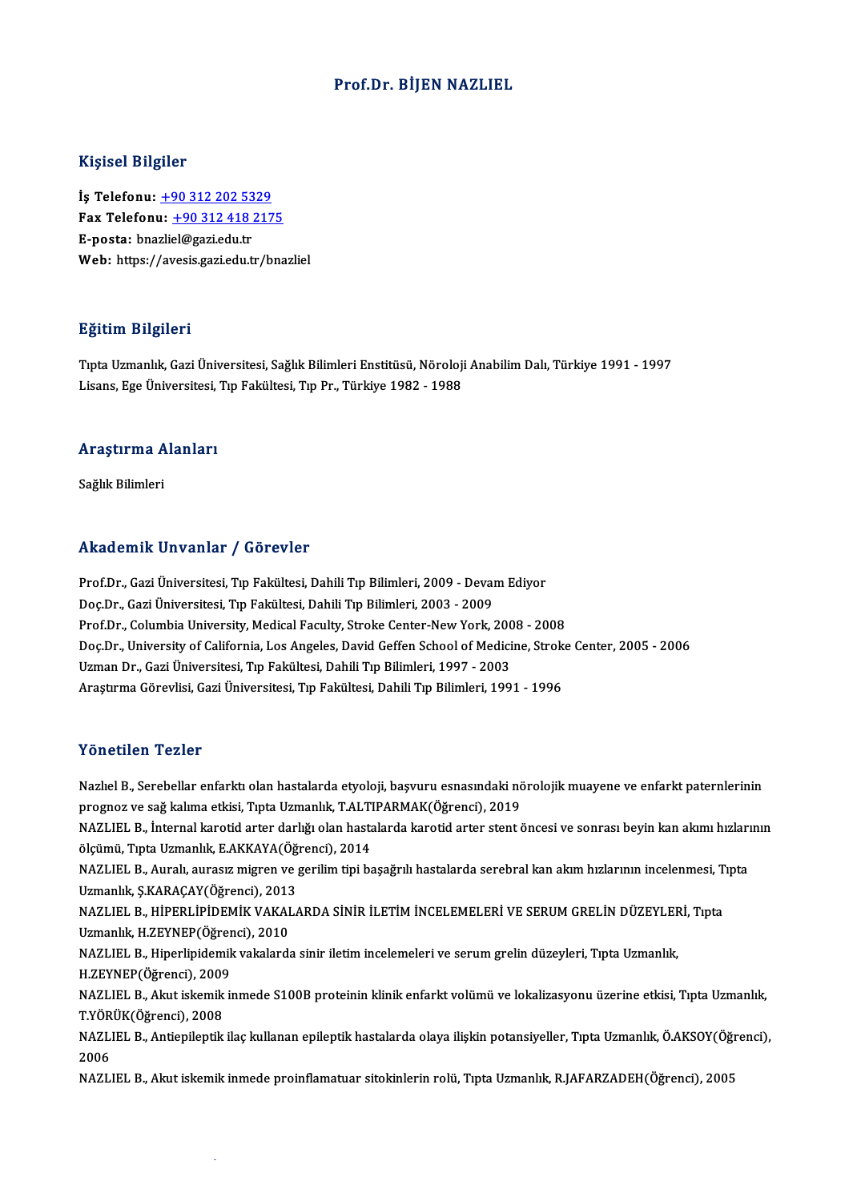# Prof.Dr. BİJEN NAZLIEL

## Kişisel Bilgiler

**İş Telefonu:** +90 312 202 5329
**Fax Telefonu:** +90 312 418 2175
**E-posta:** bnazliel@gazi.edu.tr
**Web:** https://avesis.gazi.edu.tr/bnazliel

## Eğitim Bilgileri

Tıpta Uzmanlık, Gazi Üniversitesi, Sağlık Bilimleri Enstitüsü, Nöroloji Anabilim Dalı, Türkiye 1991 - 1997
Lisans, Ege Üniversitesi, Tıp Fakültesi, Tıp Pr., Türkiye 1982 - 1988

## Araştırma Alanları

Sağlık Bilimleri

## Akademik Unvanlar / Görevler

Prof.Dr., Gazi Üniversitesi, Tıp Fakültesi, Dahili Tıp Bilimleri, 2009 - Devam Ediyor
Doç.Dr., Gazi Üniversitesi, Tıp Fakültesi, Dahili Tıp Bilimleri, 2003 - 2009
Prof.Dr., Columbia University, Medical Faculty, Stroke Center-New York, 2008 - 2008
Doç.Dr., University of California, Los Angeles, David Geffen School of Medicine, Stroke Center, 2005 - 2006
Uzman Dr., Gazi Üniversitesi, Tıp Fakültesi, Dahili Tıp Bilimleri, 1997 - 2003
Araştırma Görevlisi, Gazi Üniversitesi, Tıp Fakültesi, Dahili Tıp Bilimleri, 1991 - 1996

## Yönetilen Tezler

Nazlıel B., Serebellar enfarktı olan hastalarda etyoloji, başvuru esnasındaki nörolojik muayene ve enfarkt paternlerinin prognoz ve sağ kalıma etkisi, Tıpta Uzmanlık, T.ALTIPARMAK(Öğrenci), 2019

NAZLIEL B., İnternal karotid arter darlığı olan hastalarda karotid arter stent öncesi ve sonrası beyin kan akımı hızlarının ölçümü, Tıpta Uzmanlık, E.AKKAYA(Öğrenci), 2014

NAZLIEL B., Auralı, aurasız migren ve gerilim tipi başağrılı hastalarda serebral kan akım hızlarının incelenmesi, Tıpta Uzmanlık, Ş.KARAÇAY(Öğrenci), 2013

NAZLIEL B., HİPERLİPİDEMİK VAKALARDA SİNİR İLETİM İNCELEMELERİ VE SERUM GRELİN DÜZEYLERİ, Tıpta Uzmanlık, H.ZEYNEP(Öğrenci), 2010

NAZLIEL B., Hiperlipidemik vakalarda sinir iletim incelemeleri ve serum grelin düzeyleri, Tıpta Uzmanlık, H.ZEYNEP(Öğrenci), 2009

NAZLIEL B., Akut iskemik inmede S100B proteinin klinik enfarkt volümü ve lokalizasyonu üzerine etkisi, Tıpta Uzmanlık, T.YÖRÜK(Öğrenci), 2008

NAZLIEL B., Antiepileptik ilaç kullanan epileptik hastalarda olaya ilişkin potansiyeller, Tıpta Uzmanlık, Ö.AKSOY(Öğrenci), 2006

NAZLIEL B., Akut iskemik inmede proinflamatuar sitokinlerin rolü, Tıpta Uzmanlık, R.JAFARZADEH(Öğrenci), 2005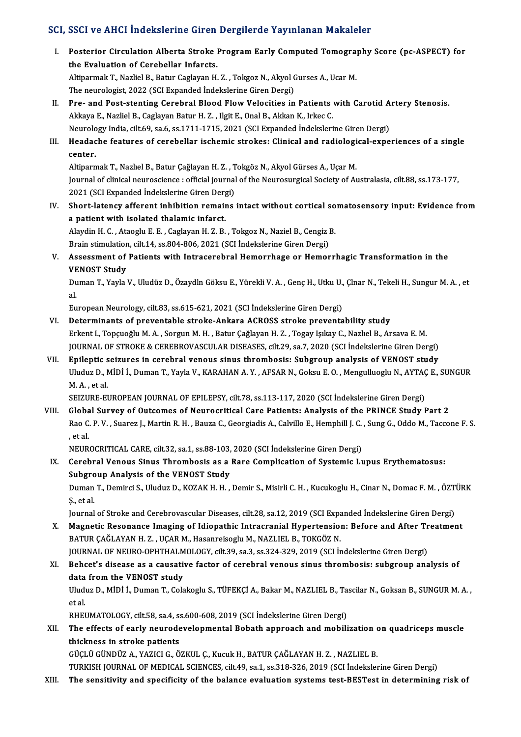## SCI, SSCI ve AHCI İndekslerine Giren Dergilerde Yayınlanan Makaleler

I. **Posterior Circulation Alberta Stroke Program Early Computed Tomography Score (pc-ASPECT) for the Evaluation of Cerebellar Infarcts.**
Altiparmak T., Nazliel B., Batur Caglayan H. Z. , Tokgoz N., Akyol Gurses A., Ucar M.
The neurologist, 2022 (SCI Expanded İndekslerine Giren Dergi)

II. **Pre- and Post-stenting Cerebral Blood Flow Velocities in Patients with Carotid Artery Stenosis.**
Akkaya E., Nazliel B., Caglayan Batur H. Z. , Ilgit E., Onal B., Akkan K., Irkec C.
Neurology India, cilt.69, sa.6, ss.1711-1715, 2021 (SCI Expanded İndekslerine Giren Dergi)

III. **Headache features of cerebellar ischemic strokes: Clinical and radiological-experiences of a single center.**
Altiparmak T., Nazlıel B., Batur Çağlayan H. Z. , Tokgöz N., Akyol Gürses A., Uçar M.
Journal of clinical neuroscience : official journal of the Neurosurgical Society of Australasia, cilt.88, ss.173-177, 2021 (SCI Expanded İndekslerine Giren Dergi)

IV. **Short-latency afferent inhibition remains intact without cortical somatosensory input: Evidence from a patient with isolated thalamic infarct.**
Alaydin H. C. , Ataoglu E. E. , Caglayan H. Z. B. , Tokgoz N., Naziel B., Cengiz B.
Brain stimulation, cilt.14, ss.804-806, 2021 (SCI İndekslerine Giren Dergi)

V. **Assessment of Patients with Intracerebral Hemorrhage or Hemorrhagic Transformation in the VENOST Study**
Duman T., Yayla V., Uludüz D., Özaydln Göksu E., Yürekli V. A. , Genç H., Utku U., Çlnar N., Tekeli H., Sungur M. A. , et al.
European Neurology, cilt.83, ss.615-621, 2021 (SCI İndekslerine Giren Dergi)

VI. **Determinants of preventable stroke-Ankara ACROSS stroke preventability study**
Erkent I., Topçuoğlu M. A. , Sorgun M. H. , Batur Çağlayan H. Z. , Togay Işıkay C., Nazlıel B., Arsava E. M.
JOURNAL OF STROKE & CEREBROVASCULAR DISEASES, cilt.29, sa.7, 2020 (SCI İndekslerine Giren Dergi)

VII. **Epileptic seizures in cerebral venous sinus thrombosis: Subgroup analysis of VENOST study**
Uluduz D., MİDİ İ., Duman T., Yayla V., KARAHAN A. Y. , AFSAR N., Goksu E. O. , Mengulluoglu N., AYTAÇ E., SUNGUR M. A. , et al.
SEIZURE-EUROPEAN JOURNAL OF EPILEPSY, cilt.78, ss.113-117, 2020 (SCI İndekslerine Giren Dergi)

VIII. **Global Survey of Outcomes of Neurocritical Care Patients: Analysis of the PRINCE Study Part 2**
Rao C. P. V. , Suarez J., Martin R. H. , Bauza C., Georgiadis A., Calvillo E., Hemphill J. C. , Sung G., Oddo M., Taccone F. S. , et al.
NEUROCRITICAL CARE, cilt.32, sa.1, ss.88-103, 2020 (SCI İndekslerine Giren Dergi)

IX. **Cerebral Venous Sinus Thrombosis as a Rare Complication of Systemic Lupus Erythematosus: Subgroup Analysis of the VENOST Study**
Duman T., Demirci S., Uluduz D., KOZAK H. H. , Demir S., Misirli C. H. , Kucukoglu H., Cinar N., Domac F. M. , ÖZTÜRK Ş., et al.
Journal of Stroke and Cerebrovascular Diseases, cilt.28, sa.12, 2019 (SCI Expanded İndekslerine Giren Dergi)

X. **Magnetic Resonance Imaging of Idiopathic Intracranial Hypertension: Before and After Treatment**
BATUR ÇAĞLAYAN H. Z. , UÇAR M., Hasanreisoglu M., NAZLIEL B., TOKGÖZ N.
JOURNAL OF NEURO-OPHTHALMOLOGY, cilt.39, sa.3, ss.324-329, 2019 (SCI İndekslerine Giren Dergi)

XI. **Behcet's disease as a causative factor of cerebral venous sinus thrombosis: subgroup analysis of data from the VENOST study**
Uluduz D., MİDİ İ., Duman T., Colakoglu S., TÜFEKÇİ A., Bakar M., NAZLIEL B., Tascilar N., Goksan B., SUNGUR M. A. , et al.
RHEUMATOLOGY, cilt.58, sa.4, ss.600-608, 2019 (SCI İndekslerine Giren Dergi)

XII. **The effects of early neurodevelopmental Bobath approach and mobilization on quadriceps muscle thickness in stroke patients**
GÜÇLÜ GÜNDÜZ A., YAZICI G., ÖZKUL Ç., Kucuk H., BATUR ÇAĞLAYAN H. Z. , NAZLIEL B.
TURKISH JOURNAL OF MEDICAL SCIENCES, cilt.49, sa.1, ss.318-326, 2019 (SCI İndekslerine Giren Dergi)

XIII. **The sensitivity and specificity of the balance evaluation systems test-BESTest in determining risk of**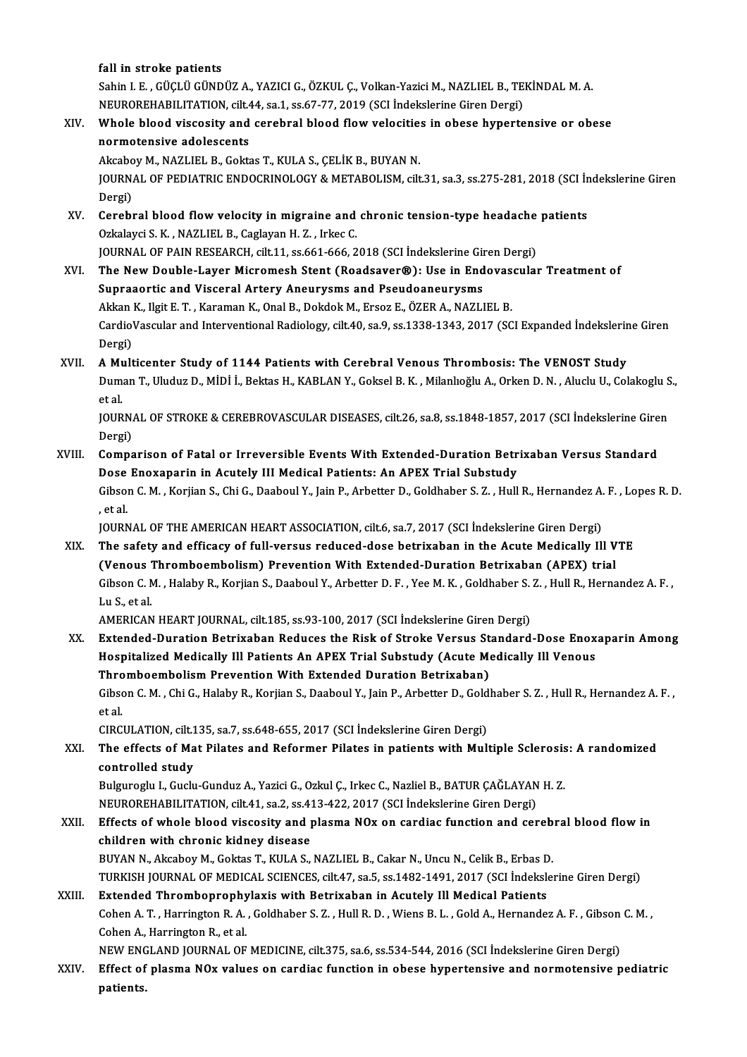**fall in stroke patients**
Sahin I. E. , GÜÇLÜ GÜNDÜZ A., YAZICI G., ÖZKUL Ç., Volkan-Yazici M., NAZLIEL B., TEKİNDAL M. A.
NEUROREHABILITATION, cilt.44, sa.1, ss.67-77, 2019 (SCI İndekslerine Giren Dergi)

XIV. **Whole blood viscosity and cerebral blood flow velocities in obese hypertensive or obese normotensive adolescents**
Akcaboy M., NAZLIEL B., Goktas T., KULA S., ÇELİK B., BUYAN N.
JOURNAL OF PEDIATRIC ENDOCRINOLOGY & METABOLISM, cilt.31, sa.3, ss.275-281, 2018 (SCI İndekslerine Giren Dergi)

XV. **Cerebral blood flow velocity in migraine and chronic tension-type headache patients**
Ozkalayci S. K. , NAZLIEL B., Caglayan H. Z. , Irkec C.
JOURNAL OF PAIN RESEARCH, cilt.11, ss.661-666, 2018 (SCI İndekslerine Giren Dergi)

XVI. **The New Double-Layer Micromesh Stent (Roadsaver®): Use in Endovascular Treatment of Supraaortic and Visceral Artery Aneurysms and Pseudoaneurysms**
Akkan K., Ilgit E. T. , Karaman K., Onal B., Dokdok M., Ersoz E., ÖZER A., NAZLIEL B.
CardioVascular and Interventional Radiology, cilt.40, sa.9, ss.1338-1343, 2017 (SCI Expanded İndekslerine Giren Dergi)

XVII. **A Multicenter Study of 1144 Patients with Cerebral Venous Thrombosis: The VENOST Study**
Duman T., Uluduz D., MİDİ İ., Bektas H., KABLAN Y., Goksel B. K. , Milanlıoğlu A., Orken D. N. , Aluclu U., Colakoglu S., et al.
JOURNAL OF STROKE & CEREBROVASCULAR DISEASES, cilt.26, sa.8, ss.1848-1857, 2017 (SCI İndekslerine Giren Dergi)

XVIII. **Comparison of Fatal or Irreversible Events With Extended-Duration Betrixaban Versus Standard Dose Enoxaparin in Acutely Ill Medical Patients: An APEX Trial Substudy**
Gibson C. M. , Korjian S., Chi G., Daaboul Y., Jain P., Arbetter D., Goldhaber S. Z. , Hull R., Hernandez A. F. , Lopes R. D. , et al.
JOURNAL OF THE AMERICAN HEART ASSOCIATION, cilt.6, sa.7, 2017 (SCI İndekslerine Giren Dergi)

XIX. **The safety and efficacy of full-versus reduced-dose betrixaban in the Acute Medically Ill VTE (Venous Thromboembolism) Prevention With Extended-Duration Betrixaban (APEX) trial**
Gibson C. M. , Halaby R., Korjian S., Daaboul Y., Arbetter D. F. , Yee M. K. , Goldhaber S. Z. , Hull R., Hernandez A. F. , Lu S., et al.
AMERICAN HEART JOURNAL, cilt.185, ss.93-100, 2017 (SCI İndekslerine Giren Dergi)

XX. **Extended-Duration Betrixaban Reduces the Risk of Stroke Versus Standard-Dose Enoxaparin Among Hospitalized Medically Ill Patients An APEX Trial Substudy (Acute Medically Ill Venous Thromboembolism Prevention With Extended Duration Betrixaban)**
Gibson C. M. , Chi G., Halaby R., Korjian S., Daaboul Y., Jain P., Arbetter D., Goldhaber S. Z. , Hull R., Hernandez A. F. , et al.
CIRCULATION, cilt.135, sa.7, ss.648-655, 2017 (SCI İndekslerine Giren Dergi)

XXI. **The effects of Mat Pilates and Reformer Pilates in patients with Multiple Sclerosis: A randomized controlled study**
Bulguroglu I., Guclu-Gunduz A., Yazici G., Ozkul Ç., Irkec C., Nazliel B., BATUR ÇAĞLAYAN H. Z.
NEUROREHABILITATION, cilt.41, sa.2, ss.413-422, 2017 (SCI İndekslerine Giren Dergi)

XXII. **Effects of whole blood viscosity and plasma NOx on cardiac function and cerebral blood flow in children with chronic kidney disease**
BUYAN N., Akcaboy M., Goktas T., KULA S., NAZLIEL B., Cakar N., Uncu N., Celik B., Erbas D.
TURKISH JOURNAL OF MEDICAL SCIENCES, cilt.47, sa.5, ss.1482-1491, 2017 (SCI İndekslerine Giren Dergi)

XXIII. **Extended Thromboprophylaxis with Betrixaban in Acutely Ill Medical Patients**
Cohen A. T. , Harrington R. A. , Goldhaber S. Z. , Hull R. D. , Wiens B. L. , Gold A., Hernandez A. F. , Gibson C. M. , Cohen A., Harrington R., et al.
NEW ENGLAND JOURNAL OF MEDICINE, cilt.375, sa.6, ss.534-544, 2016 (SCI İndekslerine Giren Dergi)

XXIV. **Effect of plasma NOx values on cardiac function in obese hypertensive and normotensive pediatric patients.**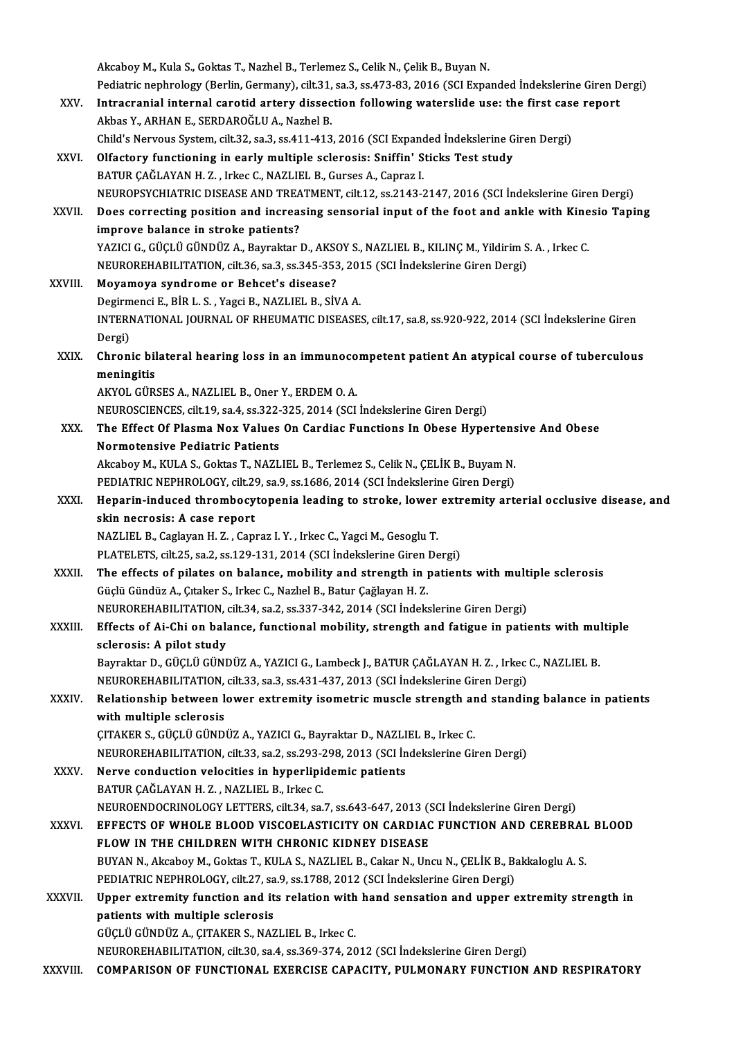Akcaboy M., Kula S., Goktas T., Nazhel B., Terlemez S., Celik N., Çelik B., Buyan N.
Pediatric nephrology (Berlin, Germany), cilt.31, sa.3, ss.473-83, 2016 (SCI Expanded İndekslerine Giren Dergi)

XXV. **Intracranial internal carotid artery dissection following waterslide use: the first case report**
Akbas Y., ARHAN E., SERDAROĞLU A., Nazhel B.
Child's Nervous System, cilt.32, sa.3, ss.411-413, 2016 (SCI Expanded İndekslerine Giren Dergi)

XXVI. **Olfactory functioning in early multiple sclerosis: Sniffin' Sticks Test study**
BATUR ÇAĞLAYAN H. Z. , Irkec C., NAZLIEL B., Gurses A., Capraz I.
NEUROPSYCHIATRIC DISEASE AND TREATMENT, cilt.12, ss.2143-2147, 2016 (SCI İndekslerine Giren Dergi)

XXVII. **Does correcting position and increasing sensorial input of the foot and ankle with Kinesio Taping improve balance in stroke patients?**
YAZICI G., GÜÇLÜ GÜNDÜZ A., Bayraktar D., AKSOY S., NAZLIEL B., KILINÇ M., Yildirim S. A. , Irkec C.
NEUROREHABILITATION, cilt.36, sa.3, ss.345-353, 2015 (SCI İndekslerine Giren Dergi)

XXVIII. **Moyamoya syndrome or Behcet's disease?**
Degirmenci E., BİR L. S. , Yagci B., NAZLIEL B., SİVA A.
INTERNATIONAL JOURNAL OF RHEUMATIC DISEASES, cilt.17, sa.8, ss.920-922, 2014 (SCI İndekslerine Giren Dergi)

XXIX. **Chronic bilateral hearing loss in an immunocompetent patient An atypical course of tuberculous meningitis**
AKYOL GÜRSES A., NAZLIEL B., Oner Y., ERDEM O. A.
NEUROSCIENCES, cilt.19, sa.4, ss.322-325, 2014 (SCI İndekslerine Giren Dergi)

XXX. **The Effect Of Plasma Nox Values On Cardiac Functions In Obese Hypertensive And Obese Normotensive Pediatric Patients**
Akcaboy M., KULA S., Goktas T., NAZLIEL B., Terlemez S., Celik N., ÇELİK B., Buyam N.
PEDIATRIC NEPHROLOGY, cilt.29, sa.9, ss.1686, 2014 (SCI İndekslerine Giren Dergi)

XXXI. **Heparin-induced thrombocytopenia leading to stroke, lower extremity arterial occlusive disease, and skin necrosis: A case report**
NAZLIEL B., Caglayan H. Z. , Capraz I. Y. , Irkec C., Yagci M., Gesoglu T.
PLATELETS, cilt.25, sa.2, ss.129-131, 2014 (SCI İndekslerine Giren Dergi)

XXXII. **The effects of pilates on balance, mobility and strength in patients with multiple sclerosis**
Güçlü Gündüz A., Çıtaker S., Irkec C., Nazlıel B., Batur Çağlayan H. Z.
NEUROREHABILITATION, cilt.34, sa.2, ss.337-342, 2014 (SCI İndekslerine Giren Dergi)

XXXIII. **Effects of Ai-Chi on balance, functional mobility, strength and fatigue in patients with multiple sclerosis: A pilot study**
Bayraktar D., GÜÇLÜ GÜNDÜZ A., YAZICI G., Lambeck J., BATUR ÇAĞLAYAN H. Z. , Irkec C., NAZLIEL B.
NEUROREHABILITATION, cilt.33, sa.3, ss.431-437, 2013 (SCI İndekslerine Giren Dergi)

XXXIV. **Relationship between lower extremity isometric muscle strength and standing balance in patients with multiple sclerosis**
ÇITAKER S., GÜÇLÜ GÜNDÜZ A., YAZICI G., Bayraktar D., NAZLIEL B., Irkec C.
NEUROREHABILITATION, cilt.33, sa.2, ss.293-298, 2013 (SCI İndekslerine Giren Dergi)

XXXV. **Nerve conduction velocities in hyperlipidemic patients**
BATUR ÇAĞLAYAN H. Z. , NAZLIEL B., Irkec C.
NEUROENDOCRINOLOGY LETTERS, cilt.34, sa.7, ss.643-647, 2013 (SCI İndekslerine Giren Dergi)

XXXVI. **EFFECTS OF WHOLE BLOOD VISCOELASTICITY ON CARDIAC FUNCTION AND CEREBRAL BLOOD FLOW IN THE CHILDREN WITH CHRONIC KIDNEY DISEASE**
BUYAN N., Akcaboy M., Goktas T., KULA S., NAZLIEL B., Cakar N., Uncu N., ÇELİK B., Bakkaloglu A. S.
PEDIATRIC NEPHROLOGY, cilt.27, sa.9, ss.1788, 2012 (SCI İndekslerine Giren Dergi)

XXXVII. **Upper extremity function and its relation with hand sensation and upper extremity strength in patients with multiple sclerosis**
GÜÇLÜ GÜNDÜZ A., ÇITAKER S., NAZLIEL B., Irkec C.
NEUROREHABILITATION, cilt.30, sa.4, ss.369-374, 2012 (SCI İndekslerine Giren Dergi)

XXXVIII. **COMPARISON OF FUNCTIONAL EXERCISE CAPACITY, PULMONARY FUNCTION AND RESPIRATORY**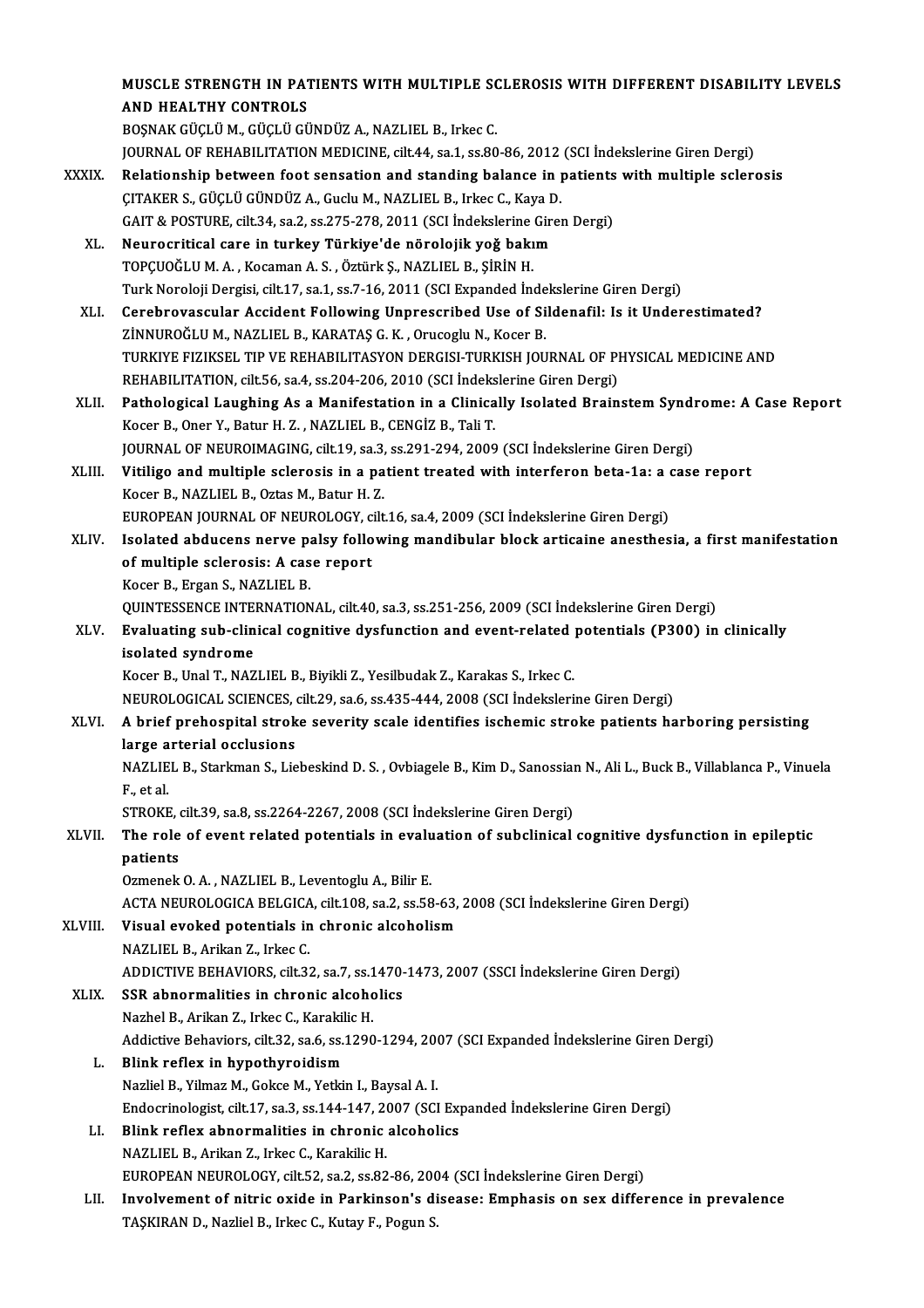MUSCLE STRENGTH IN PATIENTS WITH MULTIPLE SCLEROSIS WITH DIFFERENT DISABILITY LEVELS AND HEALTHY CONTROLS
BOŞNAK GÜÇLÜ M., GÜÇLÜ GÜNDÜZ A., NAZLIEL B., Irkec C.
JOURNAL OF REHABILITATION MEDICINE, cilt.44, sa.1, ss.80-86, 2012 (SCI İndekslerine Giren Dergi)

XXXIX. **Relationship between foot sensation and standing balance in patients with multiple sclerosis**
ÇITAKER S., GÜÇLÜ GÜNDÜZ A., Guclu M., NAZLIEL B., Irkec C., Kaya D.
GAIT & POSTURE, cilt.34, sa.2, ss.275-278, 2011 (SCI İndekslerine Giren Dergi)

XL. **Neurocritical care in turkey Türkiye'de nörolojik yoğ bakım**
TOPÇUOĞLU M. A. , Kocaman A. S. , Öztürk Ş., NAZLIEL B., ŞİRİN H.
Turk Noroloji Dergisi, cilt.17, sa.1, ss.7-16, 2011 (SCI Expanded İndekslerine Giren Dergi)

XLI. **Cerebrovascular Accident Following Unprescribed Use of Sildenafil: Is it Underestimated?**
ZİNNUROĞLU M., NAZLIEL B., KARATAŞ G. K. , Orucoglu N., Kocer B.
TURKIYE FIZIKSEL TIP VE REHABILITASYON DERGISI-TURKISH JOURNAL OF PHYSICAL MEDICINE AND REHABILITATION, cilt.56, sa.4, ss.204-206, 2010 (SCI İndekslerine Giren Dergi)

XLII. **Pathological Laughing As a Manifestation in a Clinically Isolated Brainstem Syndrome: A Case Report**
Kocer B., Oner Y., Batur H. Z. , NAZLIEL B., CENGİZ B., Tali T.
JOURNAL OF NEUROIMAGING, cilt.19, sa.3, ss.291-294, 2009 (SCI İndekslerine Giren Dergi)

XLIII. **Vitiligo and multiple sclerosis in a patient treated with interferon beta-1a: a case report**
Kocer B., NAZLIEL B., Oztas M., Batur H. Z.
EUROPEAN JOURNAL OF NEUROLOGY, cilt.16, sa.4, 2009 (SCI İndekslerine Giren Dergi)

XLIV. **Isolated abducens nerve palsy following mandibular block articaine anesthesia, a first manifestation of multiple sclerosis: A case report**
Kocer B., Ergan S., NAZLIEL B.
QUINTESSENCE INTERNATIONAL, cilt.40, sa.3, ss.251-256, 2009 (SCI İndekslerine Giren Dergi)

XLV. **Evaluating sub-clinical cognitive dysfunction and event-related potentials (P300) in clinically isolated syndrome**
Kocer B., Unal T., NAZLIEL B., Biyikli Z., Yesilbudak Z., Karakas S., Irkec C.
NEUROLOGICAL SCIENCES, cilt.29, sa.6, ss.435-444, 2008 (SCI İndekslerine Giren Dergi)

XLVI. **A brief prehospital stroke severity scale identifies ischemic stroke patients harboring persisting large arterial occlusions**
NAZLIEL B., Starkman S., Liebeskind D. S. , Ovbiagele B., Kim D., Sanossian N., Ali L., Buck B., Villablanca P., Vinuela F., et al.
STROKE, cilt.39, sa.8, ss.2264-2267, 2008 (SCI İndekslerine Giren Dergi)

XLVII. **The role of event related potentials in evaluation of subclinical cognitive dysfunction in epileptic patients**
Ozmenek O. A. , NAZLIEL B., Leventoglu A., Bilir E.
ACTA NEUROLOGICA BELGICA, cilt.108, sa.2, ss.58-63, 2008 (SCI İndekslerine Giren Dergi)

XLVIII. **Visual evoked potentials in chronic alcoholism**
NAZLIEL B., Arikan Z., Irkec C.
ADDICTIVE BEHAVIORS, cilt.32, sa.7, ss.1470-1473, 2007 (SSCI İndekslerine Giren Dergi)

XLIX. **SSR abnormalities in chronic alcoholics**
Nazhel B., Arikan Z., Irkec C., Karakilic H.
Addictive Behaviors, cilt.32, sa.6, ss.1290-1294, 2007 (SCI Expanded İndekslerine Giren Dergi)

L. **Blink reflex in hypothyroidism**
Nazliel B., Yilmaz M., Gokce M., Yetkin I., Baysal A. I.
Endocrinologist, cilt.17, sa.3, ss.144-147, 2007 (SCI Expanded İndekslerine Giren Dergi)

LI. **Blink reflex abnormalities in chronic alcoholics**
NAZLIEL B., Arikan Z., Irkec C., Karakilic H.
EUROPEAN NEUROLOGY, cilt.52, sa.2, ss.82-86, 2004 (SCI İndekslerine Giren Dergi)

LII. **Involvement of nitric oxide in Parkinson's disease: Emphasis on sex difference in prevalence**
TAŞKIRAN D., Nazliel B., Irkec C., Kutay F., Pogun S.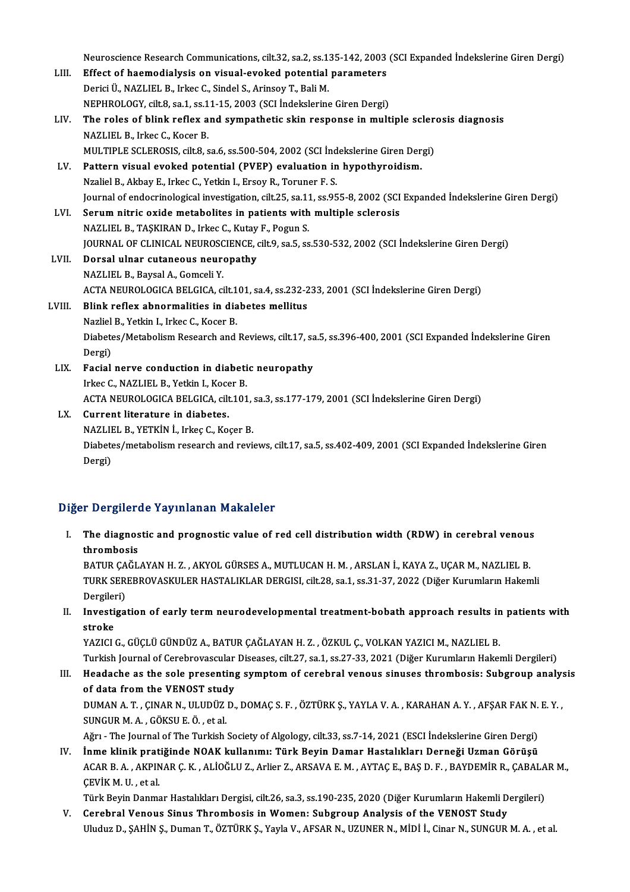Neuroscience Research Communications, cilt.32, sa.2, ss.135-142, 2003 (SCI Expanded İndekslerine Giren Dergi)

LIII. **Effect of haemodialysis on visual-evoked potential parameters**
Derici Ü., NAZLIEL B., Irkec C., Sindel S., Arinsoy T., Bali M.
NEPHROLOGY, cilt.8, sa.1, ss.11-15, 2003 (SCI İndekslerine Giren Dergi)

LIV. **The roles of blink reflex and sympathetic skin response in multiple sclerosis diagnosis**
NAZLIEL B., Irkec C., Kocer B.
MULTIPLE SCLEROSIS, cilt.8, sa.6, ss.500-504, 2002 (SCI İndekslerine Giren Dergi)

LV. **Pattern visual evoked potential (PVEP) evaluation in hypothyroidism.**
Nzaliel B., Akbay E., Irkec C., Yetkin I., Ersoy R., Toruner F. S.
Journal of endocrinological investigation, cilt.25, sa.11, ss.955-8, 2002 (SCI Expanded İndekslerine Giren Dergi)

LVI. **Serum nitric oxide metabolites in patients with multiple sclerosis**
NAZLIEL B., TAŞKIRAN D., Irkec C., Kutay F., Pogun S.
JOURNAL OF CLINICAL NEUROSCIENCE, cilt.9, sa.5, ss.530-532, 2002 (SCI İndekslerine Giren Dergi)

LVII. **Dorsal ulnar cutaneous neuropathy**
NAZLIEL B., Baysal A., Gomceli Y.
ACTA NEUROLOGICA BELGICA, cilt.101, sa.4, ss.232-233, 2001 (SCI İndekslerine Giren Dergi)

LVIII. **Blink reflex abnormalities in diabetes mellitus**
Nazliel B., Yetkin I., Irkec C., Kocer B.
Diabetes/Metabolism Research and Reviews, cilt.17, sa.5, ss.396-400, 2001 (SCI Expanded İndekslerine Giren Dergi)

LIX. **Facial nerve conduction in diabetic neuropathy**
Irkec C., NAZLIEL B., Yetkin I., Kocer B.
ACTA NEUROLOGICA BELGICA, cilt.101, sa.3, ss.177-179, 2001 (SCI İndekslerine Giren Dergi)

LX. **Current literature in diabetes.**
NAZLIEL B., YETKİN İ., Irkeç C., Koçer B.
Diabetes/metabolism research and reviews, cilt.17, sa.5, ss.402-409, 2001 (SCI Expanded İndekslerine Giren Dergi)

## Diğer Dergilerde Yayınlanan Makaleler

I. **The diagnostic and prognostic value of red cell distribution width (RDW) in cerebral venous thrombosis**
BATUR ÇAĞLAYAN H. Z. , AKYOL GÜRSES A., MUTLUCAN H. M. , ARSLAN İ., KAYA Z., UÇAR M., NAZLIEL B.
TURK SEREBROVASKULER HASTALIKLAR DERGISI, cilt.28, sa.1, ss.31-37, 2022 (Diğer Kurumların Hakemli Dergileri)

II. **Investigation of early term neurodevelopmental treatment-bobath approach results in patients with stroke**
YAZICI G., GÜÇLÜ GÜNDÜZ A., BATUR ÇAĞLAYAN H. Z. , ÖZKUL Ç., VOLKAN YAZICI M., NAZLIEL B.
Turkish Journal of Cerebrovascular Diseases, cilt.27, sa.1, ss.27-33, 2021 (Diğer Kurumların Hakemli Dergileri)

III. **Headache as the sole presenting symptom of cerebral venous sinuses thrombosis: Subgroup analysis of data from the VENOST study**
DUMAN A. T. , ÇINAR N., ULUDÜZ D., DOMAÇ S. F. , ÖZTÜRK Ş., YAYLA V. A. , KARAHAN A. Y. , AFŞAR FAK N. E. Y. , SUNGUR M. A. , GÖKSU E. Ö. , et al.
Ağrı - The Journal of The Turkish Society of Algology, cilt.33, ss.7-14, 2021 (ESCI İndekslerine Giren Dergi)

IV. **İnme klinik pratiğinde NOAK kullanımı: Türk Beyin Damar Hastalıkları Derneği Uzman Görüşü**
ACAR B. A. , AKPINAR Ç. K. , ALİOĞLU Z., Arlier Z., ARSAVA E. M. , AYTAÇ E., BAŞ D. F. , BAYDEMİR R., ÇABALAR M., ÇEVİK M. U. , et al.
Türk Beyin Danmar Hastalıkları Dergisi, cilt.26, sa.3, ss.190-235, 2020 (Diğer Kurumların Hakemli Dergileri)

V. **Cerebral Venous Sinus Thrombosis in Women: Subgroup Analysis of the VENOST Study**
Uluduz D., ŞAHİN Ş., Duman T., ÖZTÜRK Ş., Yayla V., AFSAR N., UZUNER N., MİDİ İ., Cinar N., SUNGUR M. A. , et al.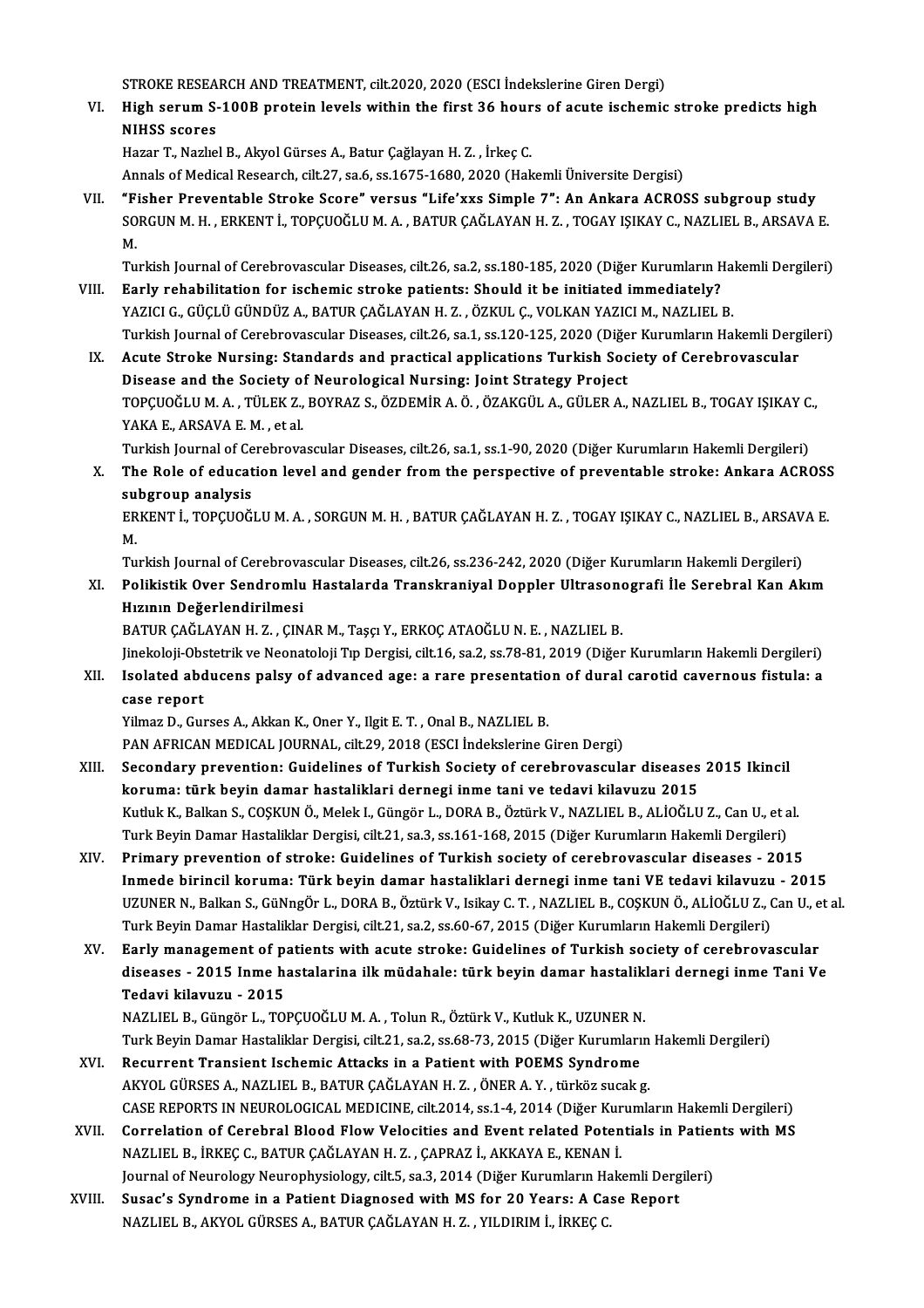STROKE RESEARCH AND TREATMENT, cilt.2020, 2020 (ESCI İndekslerine Giren Dergi)

VI. **High serum S-100B protein levels within the first 36 hours of acute ischemic stroke predicts high NIHSS scores**
Hazar T., Nazlıel B., Akyol Gürses A., Batur Çağlayan H. Z. , İrkeç C.
Annals of Medical Research, cilt.27, sa.6, ss.1675-1680, 2020 (Hakemli Üniversite Dergisi)

VII. **"Fisher Preventable Stroke Score" versus "Life'xxs Simple 7": An Ankara ACROSS subgroup study**
SORGUN M. H. , ERKENT İ., TOPÇUOĞLU M. A. , BATUR ÇAĞLAYAN H. Z. , TOGAY IŞIKAY C., NAZLIEL B., ARSAVA E. M.
Turkish Journal of Cerebrovascular Diseases, cilt.26, sa.2, ss.180-185, 2020 (Diğer Kurumların Hakemli Dergileri)

VIII. **Early rehabilitation for ischemic stroke patients: Should it be initiated immediately?**
YAZICI G., GÜÇLÜ GÜNDÜZ A., BATUR ÇAĞLAYAN H. Z. , ÖZKUL Ç., VOLKAN YAZICI M., NAZLIEL B.
Turkish Journal of Cerebrovascular Diseases, cilt.26, sa.1, ss.120-125, 2020 (Diğer Kurumların Hakemli Dergileri)

IX. **Acute Stroke Nursing: Standards and practical applications Turkish Society of Cerebrovascular Disease and the Society of Neurological Nursing: Joint Strategy Project**
TOPÇUOĞLU M. A. , TÜLEK Z., BOYRAZ S., ÖZDEMİR A. Ö. , ÖZAKGÜL A., GÜLER A., NAZLIEL B., TOGAY IŞIKAY C., YAKA E., ARSAVA E. M. , et al.
Turkish Journal of Cerebrovascular Diseases, cilt.26, sa.1, ss.1-90, 2020 (Diğer Kurumların Hakemli Dergileri)

X. **The Role of education level and gender from the perspective of preventable stroke: Ankara ACROSS subgroup analysis**
ERKENT İ., TOPÇUOĞLU M. A. , SORGUN M. H. , BATUR ÇAĞLAYAN H. Z. , TOGAY IŞIKAY C., NAZLIEL B., ARSAVA E. M.
Turkish Journal of Cerebrovascular Diseases, cilt.26, ss.236-242, 2020 (Diğer Kurumların Hakemli Dergileri)

XI. **Polikistik Over Sendromlu Hastalarda Transkraniyal Doppler Ultrasonografi İle Serebral Kan Akım Hızının Değerlendirilmesi**
BATUR ÇAĞLAYAN H. Z. , ÇINAR M., Taşçı Y., ERKOÇ ATAOĞLU N. E. , NAZLIEL B.
Jinekoloji-Obstetrik ve Neonatoloji Tıp Dergisi, cilt.16, sa.2, ss.78-81, 2019 (Diğer Kurumların Hakemli Dergileri)

XII. **Isolated abducens palsy of advanced age: a rare presentation of dural carotid cavernous fistula: a case report**
Yilmaz D., Gurses A., Akkan K., Oner Y., Ilgit E. T. , Onal B., NAZLIEL B.
PAN AFRICAN MEDICAL JOURNAL, cilt.29, 2018 (ESCI İndekslerine Giren Dergi)

XIII. **Secondary prevention: Guidelines of Turkish Society of cerebrovascular diseases 2015 Ikincil koruma: türk beyin damar hastaliklari dernegi inme tani ve tedavi kilavuzu 2015**
Kutluk K., Balkan S., COŞKUN Ö., Melek I., Güngör L., DORA B., Öztürk V., NAZLIEL B., ALİOĞLU Z., Can U., et al.
Turk Beyin Damar Hastaliklar Dergisi, cilt.21, sa.3, ss.161-168, 2015 (Diğer Kurumların Hakemli Dergileri)

XIV. **Primary prevention of stroke: Guidelines of Turkish society of cerebrovascular diseases - 2015 Inmede birincil koruma: Türk beyin damar hastaliklari dernegi inme tani VE tedavi kilavuzu - 2015**
UZUNER N., Balkan S., GüNngÖr L., DORA B., Öztürk V., Isikay C. T. , NAZLIEL B., COŞKUN Ö., ALİOĞLU Z., Can U., et al.
Turk Beyin Damar Hastaliklar Dergisi, cilt.21, sa.2, ss.60-67, 2015 (Diğer Kurumların Hakemli Dergileri)

XV. **Early management of patients with acute stroke: Guidelines of Turkish society of cerebrovascular diseases - 2015 Inme hastalarina ilk müdahale: türk beyin damar hastaliklari dernegi inme Tani Ve Tedavi kilavuzu - 2015**
NAZLIEL B., Güngör L., TOPÇUOĞLU M. A. , Tolun R., Öztürk V., Kutluk K., UZUNER N.
Turk Beyin Damar Hastaliklar Dergisi, cilt.21, sa.2, ss.68-73, 2015 (Diğer Kurumların Hakemli Dergileri)

XVI. **Recurrent Transient Ischemic Attacks in a Patient with POEMS Syndrome**
AKYOL GÜRSES A., NAZLIEL B., BATUR ÇAĞLAYAN H. Z. , ÖNER A. Y. , türköz sucak g.
CASE REPORTS IN NEUROLOGICAL MEDICINE, cilt.2014, ss.1-4, 2014 (Diğer Kurumların Hakemli Dergileri)

XVII. **Correlation of Cerebral Blood Flow Velocities and Event related Potentials in Patients with MS**
NAZLIEL B., İRKEÇ C., BATUR ÇAĞLAYAN H. Z. , ÇAPRAZ İ., AKKAYA E., KENAN İ.
Journal of Neurology Neurophysiology, cilt.5, sa.3, 2014 (Diğer Kurumların Hakemli Dergileri)

XVIII. **Susac's Syndrome in a Patient Diagnosed with MS for 20 Years: A Case Report**
NAZLIEL B., AKYOL GÜRSES A., BATUR ÇAĞLAYAN H. Z. , YILDIRIM İ., İRKEÇ C.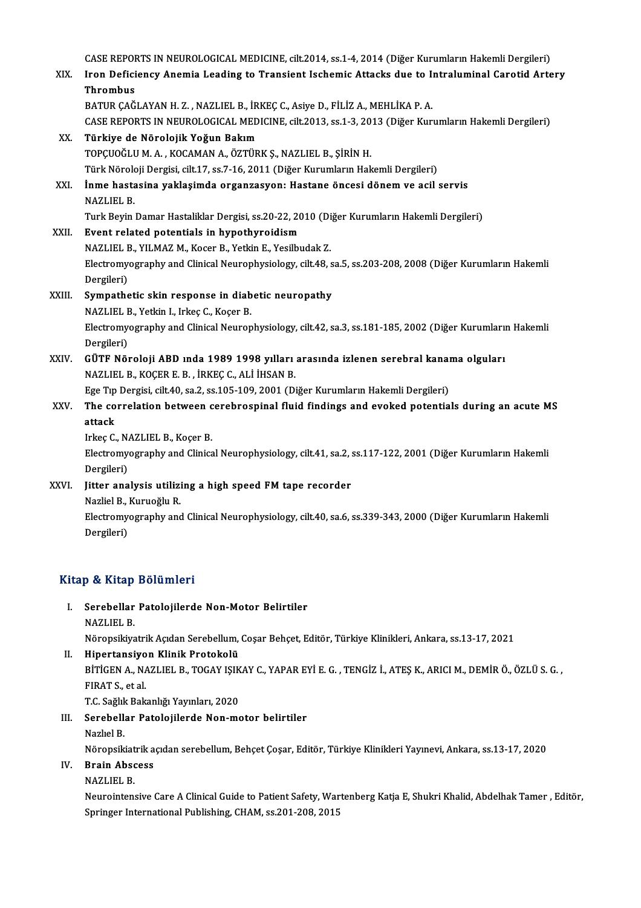CASE REPORTS IN NEUROLOGICAL MEDICINE, cilt.2014, ss.1-4, 2014 (Diğer Kurumların Hakemli Dergileri)

XIX. **Iron Deficiency Anemia Leading to Transient Ischemic Attacks due to Intraluminal Carotid Artery Thrombus**
BATUR ÇAĞLAYAN H. Z. , NAZLIEL B., İRKEÇ C., Asiye D., FİLİZ A., MEHLİKA P. A.
CASE REPORTS IN NEUROLOGICAL MEDICINE, cilt.2013, ss.1-3, 2013 (Diğer Kurumların Hakemli Dergileri)

XX. **Türkiye de Nörolojik Yoğun Bakım**
TOPÇUOĞLU M. A. , KOCAMAN A., ÖZTÜRK Ş., NAZLIEL B., ŞİRİN H.
Türk Nöroloji Dergisi, cilt.17, ss.7-16, 2011 (Diğer Kurumların Hakemli Dergileri)

XXI. **İnme hastasina yaklaşimda organzasyon: Hastane öncesi dönem ve acil servis**
NAZLIEL B.
Turk Beyin Damar Hastaliklar Dergisi, ss.20-22, 2010 (Diğer Kurumların Hakemli Dergileri)

XXII. **Event related potentials in hypothyroidism**
NAZLIEL B., YILMAZ M., Kocer B., Yetkin E., Yesilbudak Z.
Electromyography and Clinical Neurophysiology, cilt.48, sa.5, ss.203-208, 2008 (Diğer Kurumların Hakemli Dergileri)

XXIII. **Sympathetic skin response in diabetic neuropathy**
NAZLIEL B., Yetkin I., Irkeç C., Koçer B.
Electromyography and Clinical Neurophysiology, cilt.42, sa.3, ss.181-185, 2002 (Diğer Kurumların Hakemli Dergileri)

XXIV. **GÜTF Nöroloji ABD ında 1989 1998 yılları arasında izlenen serebral kanama olguları**
NAZLIEL B., KOÇER E. B. , İRKEÇ C., ALİ İHSAN B.
Ege Tıp Dergisi, cilt.40, sa.2, ss.105-109, 2001 (Diğer Kurumların Hakemli Dergileri)

XXV. **The correlation between cerebrospinal fluid findings and evoked potentials during an acute MS attack**
Irkeç C., NAZLIEL B., Koçer B.
Electromyography and Clinical Neurophysiology, cilt.41, sa.2, ss.117-122, 2001 (Diğer Kurumların Hakemli Dergileri)

XXVI. **Jitter analysis utilizing a high speed FM tape recorder**
Nazliel B., Kuruoğlu R.
Electromyography and Clinical Neurophysiology, cilt.40, sa.6, ss.339-343, 2000 (Diğer Kurumların Hakemli Dergileri)

## Kitap & Kitap Bölümleri

I. **Serebellar Patolojilerde Non-Motor Belirtiler**
NAZLIEL B.
Nöropsikiyatrik Açıdan Serebellum, Coşar Behçet, Editör, Türkiye Klinikleri, Ankara, ss.13-17, 2021

II. **Hipertansiyon Klinik Protokolü**
BİTİGEN A., NAZLIEL B., TOGAY IŞIKAY C., YAPAR EYİ E. G. , TENGİZ İ., ATEŞ K., ARICI M., DEMİR Ö., ÖZLÜ S. G. , FIRAT S., et al.
T.C. Sağlık Bakanlığı Yayınları, 2020

III. **Serebellar Patolojilerde Non-motor belirtiler**
Nazlıel B.
Nöropsikiatrik açıdan serebellum, Behçet Çoşar, Editör, Türkiye Klinikleri Yayınevi, Ankara, ss.13-17, 2020

IV. **Brain Abscess**
NAZLIEL B.
Neurointensive Care A Clinical Guide to Patient Safety, Wartenberg Katja E, Shukri Khalid, Abdelhak Tamer , Editör, Springer International Publishing, CHAM, ss.201-208, 2015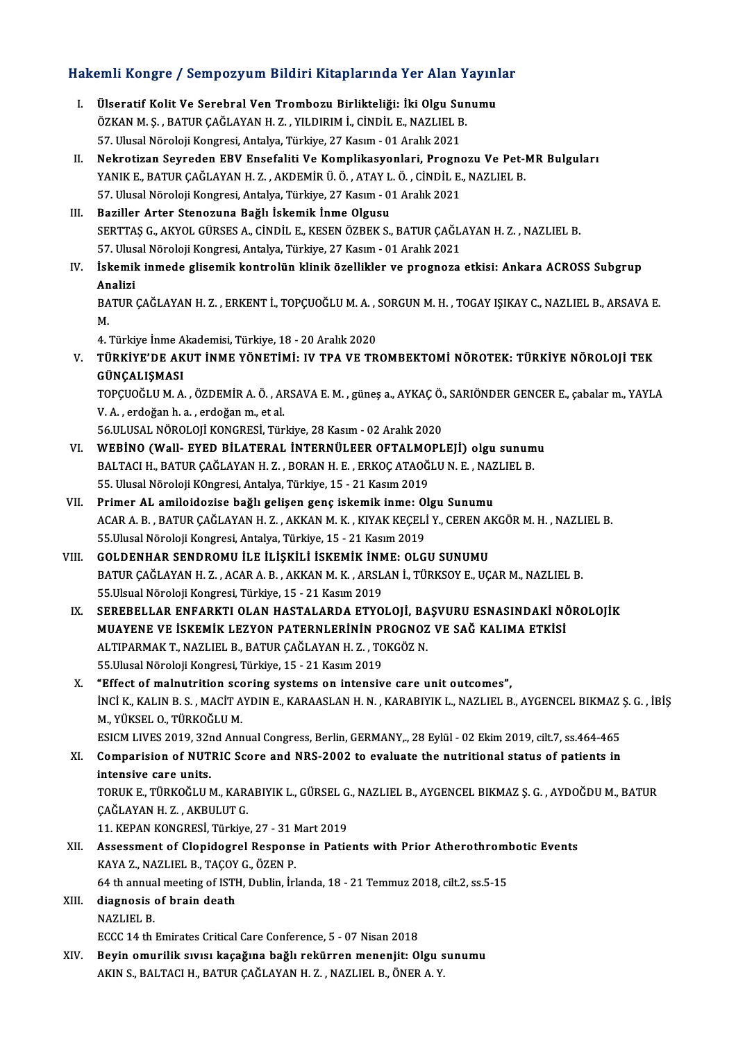## Hakemli Kongre / Sempozyum Bildiri Kitaplarında Yer Alan Yayınlar

I. **Ülseratif Kolit Ve Serebral Ven Trombozu Birlikteliği: İki Olgu Sunumu**
ÖZKAN M. Ş. , BATUR ÇAĞLAYAN H. Z. , YILDIRIM İ., CİNDİL E., NAZLIEL B.
57. Ulusal Nöroloji Kongresi, Antalya, Türkiye, 27 Kasım - 01 Aralık 2021

II. **Nekrotizan Seyreden EBV Ensefaliti Ve Komplikasyonlari, Prognozu Ve Pet-MR Bulguları**
YANIK E., BATUR ÇAĞLAYAN H. Z. , AKDEMİR Ü. Ö. , ATAY L. Ö. , CİNDİL E., NAZLIEL B.
57. Ulusal Nöroloji Kongresi, Antalya, Türkiye, 27 Kasım - 01 Aralık 2021

III. **Baziller Arter Stenozuna Bağlı İskemik İnme Olgusu**
SERTTAŞ G., AKYOL GÜRSES A., CİNDİL E., KESEN ÖZBEK S., BATUR ÇAĞLAYAN H. Z. , NAZLIEL B.
57. Ulusal Nöroloji Kongresi, Antalya, Türkiye, 27 Kasım - 01 Aralık 2021

IV. **İskemik inmede glisemik kontrolün klinik özellikler ve prognoza etkisi: Ankara ACROSS Subgrup Analizi**
BATUR ÇAĞLAYAN H. Z. , ERKENT İ., TOPÇUOĞLU M. A. , SORGUN M. H. , TOGAY IŞIKAY C., NAZLIEL B., ARSAVA E. M.
4. Türkiye İnme Akademisi, Türkiye, 18 - 20 Aralık 2020

V. **TÜRKİYE'DE AKUT İNME YÖNETİMİ: IV TPA VE TROMBEKTOMİ NÖROTEK: TÜRKİYE NÖROLOJİ TEK GÜNÇALIŞMASI**
TOPÇUOĞLU M. A. , ÖZDEMİR A. Ö. , ARSAVA E. M. , güneş a., AYKAÇ Ö., SARIÖNDER GENCER E., çabalar m., YAYLA V. A. , erdoğan h. a. , erdoğan m., et al.
56.ULUSAL NÖROLOJİ KONGRESİ, Türkiye, 28 Kasım - 02 Aralık 2020

VI. **WEBİNO (Wall- EYED BİLATERAL İNTERNÜLEER OFTALMOPLEJİ) olgu sunumu**
BALTACI H., BATUR ÇAĞLAYAN H. Z. , BORAN H. E. , ERKOÇ ATAOĞLU N. E. , NAZLIEL B.
55. Ulusal Nöroloji KOngresi, Antalya, Türkiye, 15 - 21 Kasım 2019

VII. **Primer AL amiloidozise bağlı gelişen genç iskemik inme: Olgu Sunumu**
ACAR A. B. , BATUR ÇAĞLAYAN H. Z. , AKKAN M. K. , KIYAK KEÇELİ Y., CEREN AKGÖR M. H. , NAZLIEL B.
55.Ulusal Nöroloji Kongresi, Antalya, Türkiye, 15 - 21 Kasım 2019

VIII. **GOLDENHAR SENDROMU İLE İLİŞKİLİ İSKEMİK İNME: OLGU SUNUMU**
BATUR ÇAĞLAYAN H. Z. , ACAR A. B. , AKKAN M. K. , ARSLAN İ., TÜRKSOY E., UÇAR M., NAZLIEL B.
55.Ulsual Nöroloji Kongresi, Türkiye, 15 - 21 Kasım 2019

IX. **SEREBELLAR ENFARKTI OLAN HASTALARDA ETYOLOJİ, BAŞVURU ESNASINDAKİ NÖROLOJİK MUAYENE VE İSKEMİK LEZYON PATERNLERİNİN PROGNOZ VE SAĞ KALIMA ETKİSİ**
ALTIPARMAK T., NAZLIEL B., BATUR ÇAĞLAYAN H. Z. , TOKGÖZ N.
55.Ulusal Nöroloji Kongresi, Türkiye, 15 - 21 Kasım 2019

X. **"Effect of malnutrition scoring systems on intensive care unit outcomes",**
İNCİ K., KALIN B. S. , MACİT AYDIN E., KARAASLAN H. N. , KARABIYIK L., NAZLIEL B., AYGENCEL BIKMAZ Ş. G. , İBİŞ M., YÜKSEL O., TÜRKOĞLU M.
ESICM LIVES 2019, 32nd Annual Congress, Berlin, GERMANY,, 28 Eylül - 02 Ekim 2019, cilt.7, ss.464-465

XI. **Comparision of NUTRIC Score and NRS-2002 to evaluate the nutritional status of patients in intensive care units.**
TORUK E., TÜRKOĞLU M., KARABIYIK L., GÜRSEL G., NAZLIEL B., AYGENCEL BIKMAZ Ş. G. , AYDOĞDU M., BATUR ÇAĞLAYAN H. Z. , AKBULUT G.
11. KEPAN KONGRESİ, Türkiye, 27 - 31 Mart 2019

XII. **Assessment of Clopidogrel Response in Patients with Prior Atherothrombotic Events**
KAYA Z., NAZLIEL B., TAÇOY G., ÖZEN P.
64 th annual meeting of ISTH, Dublin, İrlanda, 18 - 21 Temmuz 2018, cilt.2, ss.5-15

XIII. **diagnosis of brain death**
NAZLIEL B.
ECCC 14 th Emirates Critical Care Conference, 5 - 07 Nisan 2018

XIV. **Beyin omurilik sıvısı kaçağına bağlı rekürren menenjit: Olgu sunumu**
AKIN S., BALTACI H., BATUR ÇAĞLAYAN H. Z. , NAZLIEL B., ÖNER A. Y.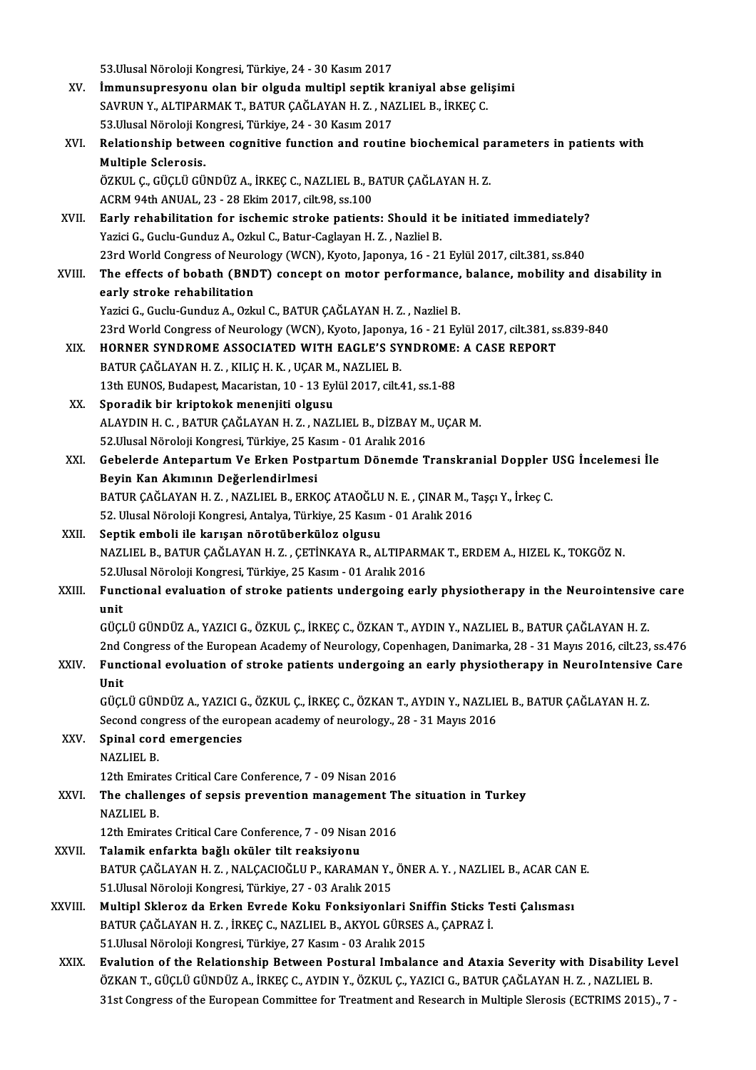53.Ulusal Nöroloji Kongresi, Türkiye, 24 - 30 Kasım 2017

XV. **İmmunsupresyonu olan bir olguda multipl septik kraniyal abse gelişimi**
SAVRUN Y., ALTIPARMAK T., BATUR ÇAĞLAYAN H. Z. , NAZLIEL B., İRKEÇ C.
53.Ulusal Nöroloji Kongresi, Türkiye, 24 - 30 Kasım 2017

XVI. **Relationship between cognitive function and routine biochemical parameters in patients with Multiple Sclerosis.**
ÖZKUL Ç., GÜÇLÜ GÜNDÜZ A., İRKEÇ C., NAZLIEL B., BATUR ÇAĞLAYAN H. Z.
ACRM 94th ANUAL, 23 - 28 Ekim 2017, cilt.98, ss.100

XVII. **Early rehabilitation for ischemic stroke patients: Should it be initiated immediately?**
Yazici G., Guclu-Gunduz A., Ozkul C., Batur-Caglayan H. Z. , Nazliel B.
23rd World Congress of Neurology (WCN), Kyoto, Japonya, 16 - 21 Eylül 2017, cilt.381, ss.840

XVIII. **The effects of bobath (BNDT) concept on motor performance, balance, mobility and disability in early stroke rehabilitation**
Yazici G., Guclu-Gunduz A., Ozkul C., BATUR ÇAĞLAYAN H. Z. , Nazliel B.
23rd World Congress of Neurology (WCN), Kyoto, Japonya, 16 - 21 Eylül 2017, cilt.381, ss.839-840

XIX. **HORNER SYNDROME ASSOCIATED WITH EAGLE'S SYNDROME: A CASE REPORT**
BATUR ÇAĞLAYAN H. Z. , KILIÇ H. K. , UÇAR M., NAZLIEL B.
13th EUNOS, Budapest, Macaristan, 10 - 13 Eylül 2017, cilt.41, ss.1-88

XX. **Sporadik bir kriptokok menenjiti olgusu**
ALAYDIN H. C. , BATUR ÇAĞLAYAN H. Z. , NAZLIEL B., DİZBAY M., UÇAR M.
52.Ulusal Nöroloji Kongresi, Türkiye, 25 Kasım - 01 Aralık 2016

XXI. **Gebelerde Antepartum Ve Erken Postpartum Dönemde Transkranial Doppler USG İncelemesi İle Beyin Kan Akımının Değerlendirlmesi**
BATUR ÇAĞLAYAN H. Z. , NAZLIEL B., ERKOÇ ATAOĞLU N. E. , ÇINAR M., Taşçı Y., İrkeç C.
52. Ulusal Nöroloji Kongresi, Antalya, Türkiye, 25 Kasım - 01 Aralık 2016

XXII. **Septik emboli ile karışan nörotüberküloz olgusu**
NAZLIEL B., BATUR ÇAĞLAYAN H. Z. , ÇETİNKAYA R., ALTIPARMAK T., ERDEM A., HIZEL K., TOKGÖZ N.
52.Ulusal Nöroloji Kongresi, Türkiye, 25 Kasım - 01 Aralık 2016

XXIII. **Functional evaluation of stroke patients undergoing early physiotherapy in the Neurointensive care unit**
GÜÇLÜ GÜNDÜZ A., YAZICI G., ÖZKUL Ç., İRKEÇ C., ÖZKAN T., AYDIN Y., NAZLIEL B., BATUR ÇAĞLAYAN H. Z.
2nd Congress of the European Academy of Neurology, Copenhagen, Danimarka, 28 - 31 Mayıs 2016, cilt.23, ss.476

XXIV. **Functional evoluation of stroke patients undergoing an early physiotherapy in NeuroIntensive Care Unit**
GÜÇLÜ GÜNDÜZ A., YAZICI G., ÖZKUL Ç., İRKEÇ C., ÖZKAN T., AYDIN Y., NAZLIEL B., BATUR ÇAĞLAYAN H. Z.
Second congress of the european academy of neurology., 28 - 31 Mayıs 2016

XXV. **Spinal cord emergencies**
NAZLIEL B.
12th Emirates Critical Care Conference, 7 - 09 Nisan 2016

XXVI. **The challenges of sepsis prevention management The situation in Turkey**
NAZLIEL B.
12th Emirates Critical Care Conference, 7 - 09 Nisan 2016

XXVII. **Talamik enfarkta bağlı oküler tilt reaksiyonu**
BATUR ÇAĞLAYAN H. Z. , NALÇACIOĞLU P., KARAMAN Y., ÖNER A. Y. , NAZLIEL B., ACAR CAN E.
51.Ulusal Nöroloji Kongresi, Türkiye, 27 - 03 Aralık 2015

XXVIII. **Multipl Skleroz da Erken Evrede Koku Fonksiyonlari Sniffin Sticks Testi Çalısması**
BATUR ÇAĞLAYAN H. Z. , İRKEÇ C., NAZLIEL B., AKYOL GÜRSES A., ÇAPRAZ İ.
51.Ulusal Nöroloji Kongresi, Türkiye, 27 Kasım - 03 Aralık 2015

XXIX. **Evalution of the Relationship Between Postural Imbalance and Ataxia Severity with Disability Level**
ÖZKAN T., GÜÇLÜ GÜNDÜZ A., İRKEÇ C., AYDIN Y., ÖZKUL Ç., YAZICI G., BATUR ÇAĞLAYAN H. Z. , NAZLIEL B.
31st Congress of the European Committee for Treatment and Research in Multiple Slerosis (ECTRIMS 2015)., 7 -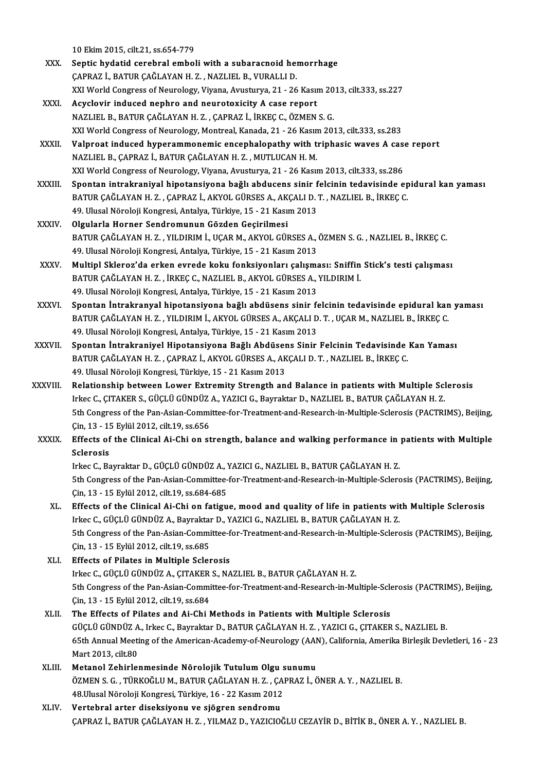10 Ekim 2015, cilt.21, ss.654-779

XXX. **Septic hydatid cerebral emboli with a subaracnoid hemorrhage**
ÇAPRAZ İ., BATUR ÇAĞLAYAN H. Z. , NAZLIEL B., VURALLI D.
XXI World Congress of Neurology, Viyana, Avusturya, 21 - 26 Kasım 2013, cilt.333, ss.227

XXXI. **Acyclovir induced nephro and neurotoxicity A case report**
NAZLIEL B., BATUR ÇAĞLAYAN H. Z. , ÇAPRAZ İ., İRKEÇ C., ÖZMEN S. G.
XXI World Congress of Neurology, Montreal, Kanada, 21 - 26 Kasım 2013, cilt.333, ss.283

XXXII. **Valproat induced hyperammonemic encephalopathy with triphasic waves A case report**
NAZLIEL B., ÇAPRAZ İ., BATUR ÇAĞLAYAN H. Z. , MUTLUCAN H. M.
XXI World Congress of Neurology, Viyana, Avusturya, 21 - 26 Kasım 2013, cilt.333, ss.286

XXXIII. **Spontan intrakraniyal hipotansiyona bağlı abducens sinir felcinin tedavisinde epidural kan yaması**
BATUR ÇAĞLAYAN H. Z. , ÇAPRAZ İ., AKYOL GÜRSES A., AKÇALI D. T. , NAZLIEL B., İRKEÇ C.
49. Ulusal Nöroloji Kongresi, Antalya, Türkiye, 15 - 21 Kasım 2013

XXXIV. **Olgularla Horner Sendromunun Gözden Geçirilmesi**
BATUR ÇAĞLAYAN H. Z. , YILDIRIM İ., UÇAR M., AKYOL GÜRSES A., ÖZMEN S. G. , NAZLIEL B., İRKEÇ C.
49. Ulusal Nöroloji Kongresi, Antalya, Türkiye, 15 - 21 Kasım 2013

XXXV. **Multipl Skleroz'da erken evrede koku fonksiyonları çalışması: Sniffin Stick's testi çalışması**
BATUR ÇAĞLAYAN H. Z. , İRKEÇ C., NAZLIEL B., AKYOL GÜRSES A., YILDIRIM İ.
49. Ulusal Nöroloji Kongresi, Antalya, Türkiye, 15 - 21 Kasım 2013

XXXVI. **Spontan İntrakranyal hipotansiyona bağlı abdüsens sinir felcinin tedavisinde epidural kan yaması**
BATUR ÇAĞLAYAN H. Z. , YILDIRIM İ., AKYOL GÜRSES A., AKÇALI D. T. , UÇAR M., NAZLIEL B., İRKEÇ C.
49. Ulusal Nöroloji Kongresi, Antalya, Türkiye, 15 - 21 Kasım 2013

XXXVII. **Spontan İntrakraniyel Hipotansiyona Bağlı Abdüsens Sinir Felcinin Tedavisinde Kan Yaması**
BATUR ÇAĞLAYAN H. Z. , ÇAPRAZ İ., AKYOL GÜRSES A., AKÇALI D. T. , NAZLIEL B., İRKEÇ C.
49. Ulusal Nöroloji Kongresi, Türkiye, 15 - 21 Kasım 2013

XXXVIII. **Relationship between Lower Extremity Strength and Balance in patients with Multiple Sclerosis**
Irkec C., ÇITAKER S., GÜÇLÜ GÜNDÜZ A., YAZICI G., Bayraktar D., NAZLIEL B., BATUR ÇAĞLAYAN H. Z.
5th Congress of the Pan-Asian-Committee-for-Treatment-and-Research-in-Multiple-Sclerosis (PACTRIMS), Beijing, Çin, 13 - 15 Eylül 2012, cilt.19, ss.656

XXXIX. **Effects of the Clinical Ai-Chi on strength, balance and walking performance in patients with Multiple Sclerosis**
Irkec C., Bayraktar D., GÜÇLÜ GÜNDÜZ A., YAZICI G., NAZLIEL B., BATUR ÇAĞLAYAN H. Z.
5th Congress of the Pan-Asian-Committee-for-Treatment-and-Research-in-Multiple-Sclerosis (PACTRIMS), Beijing, Çin, 13 - 15 Eylül 2012, cilt.19, ss.684-685

XL. **Effects of the Clinical Ai-Chi on fatigue, mood and quality of life in patients with Multiple Sclerosis**
Irkec C., GÜÇLÜ GÜNDÜZ A., Bayraktar D., YAZICI G., NAZLIEL B., BATUR ÇAĞLAYAN H. Z.
5th Congress of the Pan-Asian-Committee-for-Treatment-and-Research-in-Multiple-Sclerosis (PACTRIMS), Beijing, Çin, 13 - 15 Eylül 2012, cilt.19, ss.685

XLI. **Effects of Pilates in Multiple Sclerosis**
Irkec C., GÜÇLÜ GÜNDÜZ A., ÇITAKER S., NAZLIEL B., BATUR ÇAĞLAYAN H. Z.
5th Congress of the Pan-Asian-Committee-for-Treatment-and-Research-in-Multiple-Sclerosis (PACTRIMS), Beijing, Çin, 13 - 15 Eylül 2012, cilt.19, ss.684

XLII. **The Effects of Pilates and Ai-Chi Methods in Patients with Multiple Sclerosis**
GÜÇLÜ GÜNDÜZ A., Irkec C., Bayraktar D., BATUR ÇAĞLAYAN H. Z. , YAZICI G., ÇITAKER S., NAZLIEL B.
65th Annual Meeting of the American-Academy-of-Neurology (AAN), California, Amerika Birleşik Devletleri, 16 - 23 Mart 2013, cilt.80

XLIII. **Metanol Zehirlenmesinde Nörolojik Tutulum Olgu sunumu**
ÖZMEN S. G. , TÜRKOĞLU M., BATUR ÇAĞLAYAN H. Z. , ÇAPRAZ İ., ÖNER A. Y. , NAZLIEL B.
48.Ulusal Nöroloji Kongresi, Türkiye, 16 - 22 Kasım 2012

XLIV. **Vertebral arter diseksiyonu ve sjögren sendromu**
ÇAPRAZ İ., BATUR ÇAĞLAYAN H. Z. , YILMAZ D., YAZICIOĞLU CEZAYİR D., BİTİK B., ÖNER A. Y. , NAZLIEL B.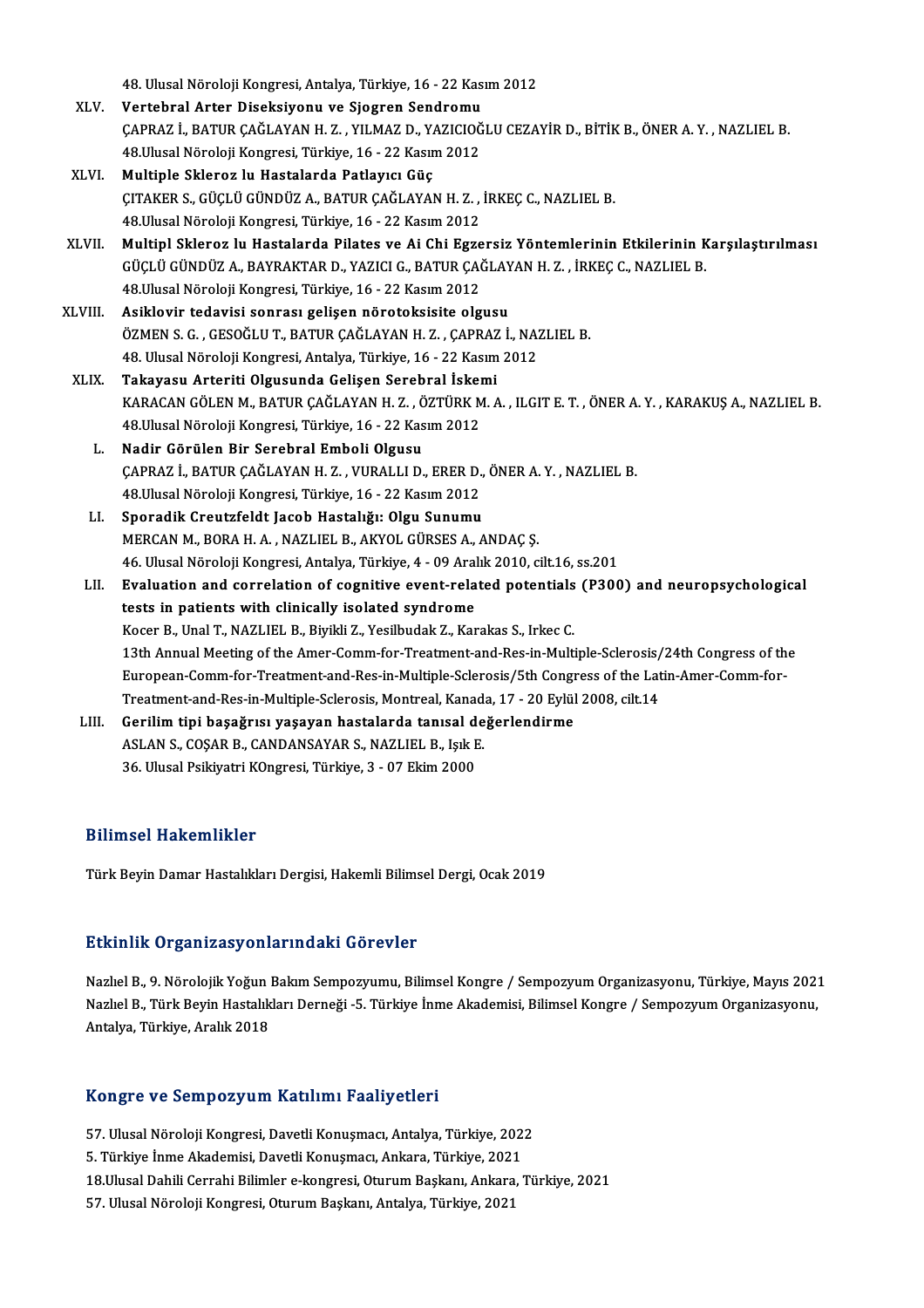48. Ulusal Nöroloji Kongresi, Antalya, Türkiye, 16 - 22 Kasım 2012

XLV. **Vertebral Arter Diseksiyonu ve Sjogren Sendromu**
ÇAPRAZ İ., BATUR ÇAĞLAYAN H. Z. , YILMAZ D., YAZICIOĞLU CEZAYİR D., BİTİK B., ÖNER A. Y. , NAZLIEL B.
48.Ulusal Nöroloji Kongresi, Türkiye, 16 - 22 Kasım 2012

XLVI. **Multiple Skleroz lu Hastalarda Patlayıcı Güç**
ÇITAKER S., GÜÇLÜ GÜNDÜZ A., BATUR ÇAĞLAYAN H. Z. , İRKEÇ C., NAZLIEL B.
48.Ulusal Nöroloji Kongresi, Türkiye, 16 - 22 Kasım 2012

XLVII. **Multipl Skleroz lu Hastalarda Pilates ve Ai Chi Egzersiz Yöntemlerinin Etkilerinin Karşılaştırılması**
GÜÇLÜ GÜNDÜZ A., BAYRAKTAR D., YAZICI G., BATUR ÇAĞLAYAN H. Z. , İRKEÇ C., NAZLIEL B.
48.Ulusal Nöroloji Kongresi, Türkiye, 16 - 22 Kasım 2012

XLVIII. **Asiklovir tedavisi sonrası gelişen nörotoksisite olgusu**
ÖZMEN S. G. , GESOĞLU T., BATUR ÇAĞLAYAN H. Z. , ÇAPRAZ İ., NAZLIEL B.
48. Ulusal Nöroloji Kongresi, Antalya, Türkiye, 16 - 22 Kasım 2012

XLIX. **Takayasu Arteriti Olgusunda Gelişen Serebral İskemi**
KARACAN GÖLEN M., BATUR ÇAĞLAYAN H. Z. , ÖZTÜRK M. A. , ILGIT E. T. , ÖNER A. Y. , KARAKUŞ A., NAZLIEL B.
48.Ulusal Nöroloji Kongresi, Türkiye, 16 - 22 Kasım 2012

L. **Nadir Görülen Bir Serebral Emboli Olgusu**
ÇAPRAZ İ., BATUR ÇAĞLAYAN H. Z. , VURALLI D., ERER D., ÖNER A. Y. , NAZLIEL B.
48.Ulusal Nöroloji Kongresi, Türkiye, 16 - 22 Kasım 2012

LI. **Sporadik Creutzfeldt Jacob Hastalığı: Olgu Sunumu**
MERCAN M., BORA H. A. , NAZLIEL B., AKYOL GÜRSES A., ANDAÇ Ş.
46. Ulusal Nöroloji Kongresi, Antalya, Türkiye, 4 - 09 Aralık 2010, cilt.16, ss.201

LII. **Evaluation and correlation of cognitive event-related potentials (P300) and neuropsychological tests in patients with clinically isolated syndrome**
Kocer B., Unal T., NAZLIEL B., Biyikli Z., Yesilbudak Z., Karakas S., Irkec C.
13th Annual Meeting of the Amer-Comm-for-Treatment-and-Res-in-Multiple-Sclerosis/24th Congress of the European-Comm-for-Treatment-and-Res-in-Multiple-Sclerosis/5th Congress of the Latin-Amer-Comm-for-Treatment-and-Res-in-Multiple-Sclerosis, Montreal, Kanada, 17 - 20 Eylül 2008, cilt.14

LIII. **Gerilim tipi başağrısı yaşayan hastalarda tanısal değerlendirme**
ASLAN S., COŞAR B., CANDANSAYAR S., NAZLIEL B., Işık E.
36. Ulusal Psikiyatri KOngresi, Türkiye, 3 - 07 Ekim 2000

## Bilimsel Hakemlikler

Türk Beyin Damar Hastalıkları Dergisi, Hakemli Bilimsel Dergi, Ocak 2019

## Etkinlik Organizasyonlarındaki Görevler

Nazlıel B., 9. Nörolojik Yoğun Bakım Sempozyumu, Bilimsel Kongre / Sempozyum Organizasyonu, Türkiye, Mayıs 2021

Nazlıel B., Türk Beyin Hastalıkları Derneği -5. Türkiye İnme Akademisi, Bilimsel Kongre / Sempozyum Organizasyonu, Antalya, Türkiye, Aralık 2018

## Kongre ve Sempozyum Katılımı Faaliyetleri

57. Ulusal Nöroloji Kongresi, Davetli Konuşmacı, Antalya, Türkiye, 2022

5. Türkiye İnme Akademisi, Davetli Konuşmacı, Ankara, Türkiye, 2021

18.Ulusal Dahili Cerrahi Bilimler e-kongresi, Oturum Başkanı, Ankara, Türkiye, 2021

57. Ulusal Nöroloji Kongresi, Oturum Başkanı, Antalya, Türkiye, 2021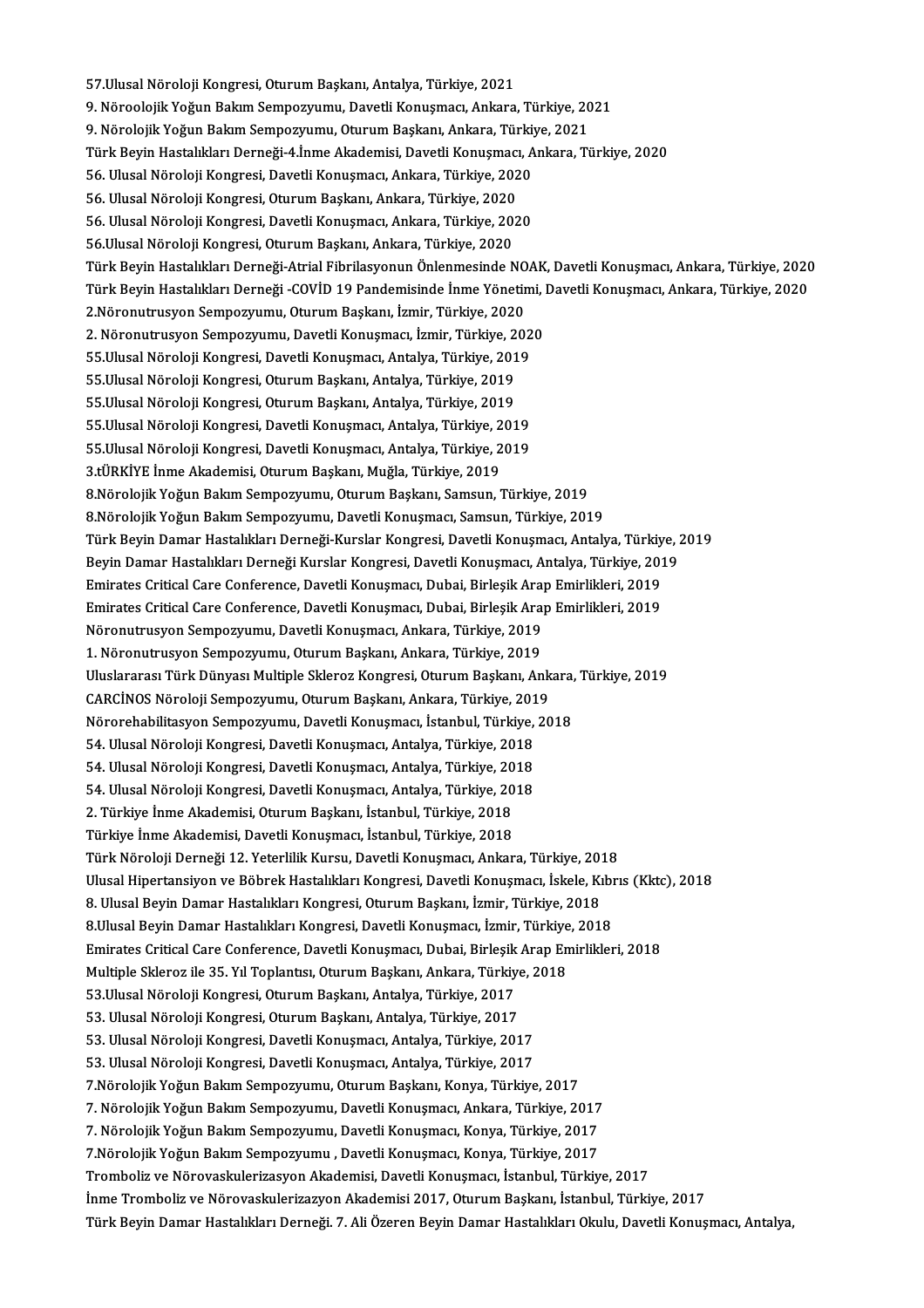57.Ulusal Nöroloji Kongresi, Oturum Başkanı, Antalya, Türkiye, 2021
9. Nöroolojik Yoğun Bakım Sempozyumu, Davetli Konuşmacı, Ankara, Türkiye, 2021
9. Nörolojik Yoğun Bakım Sempozyumu, Oturum Başkanı, Ankara, Türkiye, 2021
Türk Beyin Hastalıkları Derneği-4.İnme Akademisi, Davetli Konuşmacı, Ankara, Türkiye, 2020
56. Ulusal Nöroloji Kongresi, Davetli Konuşmacı, Ankara, Türkiye, 2020
56. Ulusal Nöroloji Kongresi, Oturum Başkanı, Ankara, Türkiye, 2020
56. Ulusal Nöroloji Kongresi, Davetli Konuşmacı, Ankara, Türkiye, 2020
56.Ulusal Nöroloji Kongresi, Oturum Başkanı, Ankara, Türkiye, 2020
Türk Beyin Hastalıkları Derneği-Atrial Fibrilasyonun Önlenmesinde NOAK, Davetli Konuşmacı, Ankara, Türkiye, 2020
Türk Beyin Hastalıkları Derneği -COVİD 19 Pandemisinde İnme Yönetimi, Davetli Konuşmacı, Ankara, Türkiye, 2020
2.Nöronutrusyon Sempozyumu, Oturum Başkanı, İzmir, Türkiye, 2020
2. Nöronutrusyon Sempozyumu, Davetli Konuşmacı, İzmir, Türkiye, 2020
55.Ulusal Nöroloji Kongresi, Davetli Konuşmacı, Antalya, Türkiye, 2019
55.Ulusal Nöroloji Kongresi, Oturum Başkanı, Antalya, Türkiye, 2019
55.Ulusal Nöroloji Kongresi, Oturum Başkanı, Antalya, Türkiye, 2019
55.Ulusal Nöroloji Kongresi, Davetli Konuşmacı, Antalya, Türkiye, 2019
55.Ulusal Nöroloji Kongresi, Davetli Konuşmacı, Antalya, Türkiye, 2019
3.tÜRKİYE İnme Akademisi, Oturum Başkanı, Muğla, Türkiye, 2019
8.Nörolojik Yoğun Bakım Sempozyumu, Oturum Başkanı, Samsun, Türkiye, 2019
8.Nörolojik Yoğun Bakım Sempozyumu, Davetli Konuşmacı, Samsun, Türkiye, 2019
Türk Beyin Damar Hastalıkları Derneği-Kurslar Kongresi, Davetli Konuşmacı, Antalya, Türkiye, 2019
Beyin Damar Hastalıkları Derneği Kurslar Kongresi, Davetli Konuşmacı, Antalya, Türkiye, 2019
Emirates Critical Care Conference, Davetli Konuşmacı, Dubai, Birleşik Arap Emirlikleri, 2019
Emirates Critical Care Conference, Davetli Konuşmacı, Dubai, Birleşik Arap Emirlikleri, 2019
Nöronutrusyon Sempozyumu, Davetli Konuşmacı, Ankara, Türkiye, 2019
1. Nöronutrusyon Sempozyumu, Oturum Başkanı, Ankara, Türkiye, 2019
Uluslararası Türk Dünyası Multiple Skleroz Kongresi, Oturum Başkanı, Ankara, Türkiye, 2019
CARCİNOS Nöroloji Sempozyumu, Oturum Başkanı, Ankara, Türkiye, 2019
Nörorehabilitasyon Sempozyumu, Davetli Konuşmacı, İstanbul, Türkiye, 2018
54. Ulusal Nöroloji Kongresi, Davetli Konuşmacı, Antalya, Türkiye, 2018
54. Ulusal Nöroloji Kongresi, Davetli Konuşmacı, Antalya, Türkiye, 2018
54. Ulusal Nöroloji Kongresi, Davetli Konuşmacı, Antalya, Türkiye, 2018
2. Türkiye İnme Akademisi, Oturum Başkanı, İstanbul, Türkiye, 2018
Türkiye İnme Akademisi, Davetli Konuşmacı, İstanbul, Türkiye, 2018
Türk Nöroloji Derneği 12. Yeterlilik Kursu, Davetli Konuşmacı, Ankara, Türkiye, 2018
Ulusal Hipertansiyon ve Böbrek Hastalıkları Kongresi, Davetli Konuşmacı, İskele, Kıbrıs (Kktc), 2018
8. Ulusal Beyin Damar Hastalıkları Kongresi, Oturum Başkanı, İzmir, Türkiye, 2018
8.Ulusal Beyin Damar Hastalıkları Kongresi, Davetli Konuşmacı, İzmir, Türkiye, 2018
Emirates Critical Care Conference, Davetli Konuşmacı, Dubai, Birleşik Arap Emirlikleri, 2018
Multiple Skleroz ile 35. Yıl Toplantısı, Oturum Başkanı, Ankara, Türkiye, 2018
53.Ulusal Nöroloji Kongresi, Oturum Başkanı, Antalya, Türkiye, 2017
53. Ulusal Nöroloji Kongresi, Oturum Başkanı, Antalya, Türkiye, 2017
53. Ulusal Nöroloji Kongresi, Davetli Konuşmacı, Antalya, Türkiye, 2017
53. Ulusal Nöroloji Kongresi, Davetli Konuşmacı, Antalya, Türkiye, 2017
7.Nörolojik Yoğun Bakım Sempozyumu, Oturum Başkanı, Konya, Türkiye, 2017
7. Nörolojik Yoğun Bakım Sempozyumu, Davetli Konuşmacı, Ankara, Türkiye, 2017
7. Nörolojik Yoğun Bakım Sempozyumu, Davetli Konuşmacı, Konya, Türkiye, 2017
7.Nörolojik Yoğun Bakım Sempozyumu , Davetli Konuşmacı, Konya, Türkiye, 2017
Tromboliz ve Nörovaskulerizasyon Akademisi, Davetli Konuşmacı, İstanbul, Türkiye, 2017
İnme Tromboliz ve Nörovaskulerizazyon Akademisi 2017, Oturum Başkanı, İstanbul, Türkiye, 2017
Türk Beyin Damar Hastalıkları Derneği. 7. Ali Özeren Beyin Damar Hastalıkları Okulu, Davetli Konuşmacı, Antalya,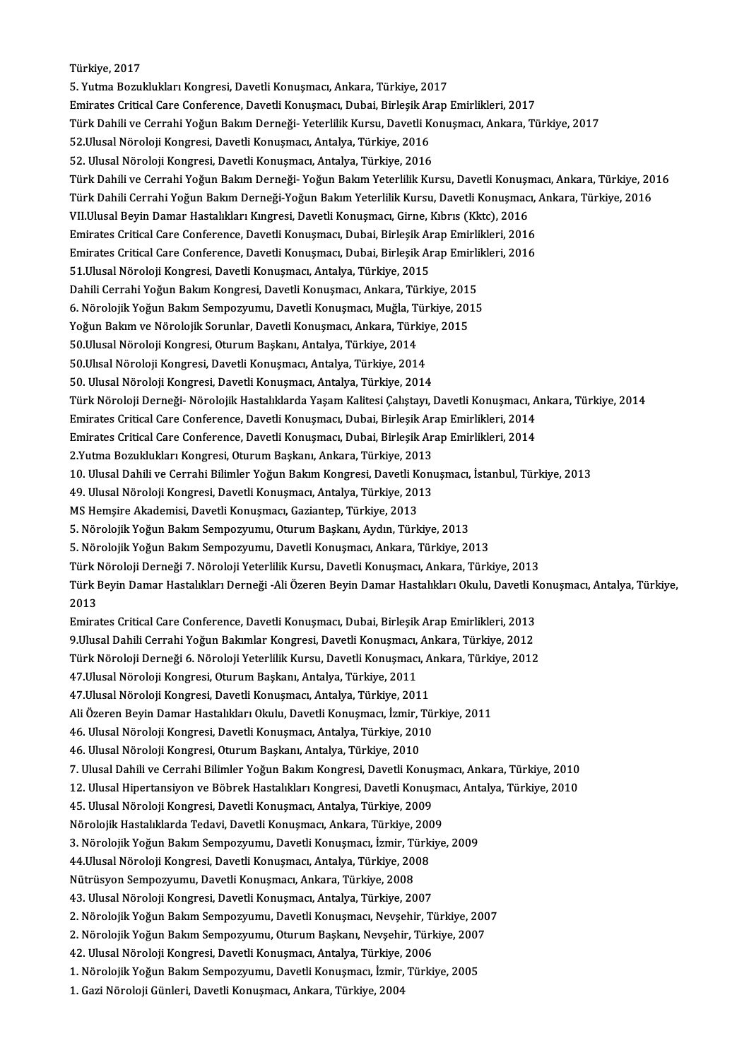Türkiye, 2017

5. Yutma Bozuklukları Kongresi, Davetli Konuşmacı, Ankara, Türkiye, 2017

Emirates Critical Care Conference, Davetli Konuşmacı, Dubai, Birleşik Arap Emirlikleri, 2017

Türk Dahili ve Cerrahi Yoğun Bakım Derneği- Yeterlilik Kursu, Davetli Konuşmacı, Ankara, Türkiye, 2017

52.Ulusal Nöroloji Kongresi, Davetli Konuşmacı, Antalya, Türkiye, 2016

52. Ulusal Nöroloji Kongresi, Davetli Konuşmacı, Antalya, Türkiye, 2016

Türk Dahili ve Cerrahi Yoğun Bakım Derneği- Yoğun Bakım Yeterlilik Kursu, Davetli Konuşmacı, Ankara, Türkiye, 2016

Türk Dahili Cerrahi Yoğun Bakım Derneği-Yoğun Bakım Yeterlilik Kursu, Davetli Konuşmacı, Ankara, Türkiye, 2016

VII.Ulusal Beyin Damar Hastalıkları Kıngresi, Davetli Konuşmacı, Girne, Kıbrıs (Kktc), 2016

Emirates Critical Care Conference, Davetli Konuşmacı, Dubai, Birleşik Arap Emirlikleri, 2016

Emirates Critical Care Conference, Davetli Konuşmacı, Dubai, Birleşik Arap Emirlikleri, 2016

51.Ulusal Nöroloji Kongresi, Davetli Konuşmacı, Antalya, Türkiye, 2015

Dahili Cerrahi Yoğun Bakım Kongresi, Davetli Konuşmacı, Ankara, Türkiye, 2015

6. Nörolojik Yoğun Bakım Sempozyumu, Davetli Konuşmacı, Muğla, Türkiye, 2015

Yoğun Bakım ve Nörolojik Sorunlar, Davetli Konuşmacı, Ankara, Türkiye, 2015

50.Ulusal Nöroloji Kongresi, Oturum Başkanı, Antalya, Türkiye, 2014

50.Ulısal Nöroloji Kongresi, Davetli Konuşmacı, Antalya, Türkiye, 2014

50. Ulusal Nöroloji Kongresi, Davetli Konuşmacı, Antalya, Türkiye, 2014

Türk Nöroloji Derneği- Nörolojik Hastalıklarda Yaşam Kalitesi Çalıştayı, Davetli Konuşmacı, Ankara, Türkiye, 2014

Emirates Critical Care Conference, Davetli Konuşmacı, Dubai, Birleşik Arap Emirlikleri, 2014

Emirates Critical Care Conference, Davetli Konuşmacı, Dubai, Birleşik Arap Emirlikleri, 2014

2.Yutma Bozuklukları Kongresi, Oturum Başkanı, Ankara, Türkiye, 2013

10. Ulusal Dahili ve Cerrahi Bilimler Yoğun Bakım Kongresi, Davetli Konuşmacı, İstanbul, Türkiye, 2013

49. Ulusal Nöroloji Kongresi, Davetli Konuşmacı, Antalya, Türkiye, 2013

MS Hemşire Akademisi, Davetli Konuşmacı, Gaziantep, Türkiye, 2013

5. Nörolojik Yoğun Bakım Sempozyumu, Oturum Başkanı, Aydın, Türkiye, 2013

5. Nörolojik Yoğun Bakım Sempozyumu, Davetli Konuşmacı, Ankara, Türkiye, 2013

Türk Nöroloji Derneği 7. Nöroloji Yeterlilik Kursu, Davetli Konuşmacı, Ankara, Türkiye, 2013

Türk Beyin Damar Hastalıkları Derneği -Ali Özeren Beyin Damar Hastalıkları Okulu, Davetli Konuşmacı, Antalya, Türkiye, 2013

Emirates Critical Care Conference, Davetli Konuşmacı, Dubai, Birleşik Arap Emirlikleri, 2013

9.Ulusal Dahili Cerrahi Yoğun Bakımlar Kongresi, Davetli Konuşmacı, Ankara, Türkiye, 2012

Türk Nöroloji Derneği 6. Nöroloji Yeterlilik Kursu, Davetli Konuşmacı, Ankara, Türkiye, 2012

47.Ulusal Nöroloji Kongresi, Oturum Başkanı, Antalya, Türkiye, 2011

47.Ulusal Nöroloji Kongresi, Davetli Konuşmacı, Antalya, Türkiye, 2011

Ali Özeren Beyin Damar Hastalıkları Okulu, Davetli Konuşmacı, İzmir, Türkiye, 2011

46. Ulusal Nöroloji Kongresi, Davetli Konuşmacı, Antalya, Türkiye, 2010

46. Ulusal Nöroloji Kongresi, Oturum Başkanı, Antalya, Türkiye, 2010

7. Ulusal Dahili ve Cerrahi Bilimler Yoğun Bakım Kongresi, Davetli Konuşmacı, Ankara, Türkiye, 2010

12. Ulusal Hipertansiyon ve Böbrek Hastalıkları Kongresi, Davetli Konuşmacı, Antalya, Türkiye, 2010

45. Ulusal Nöroloji Kongresi, Davetli Konuşmacı, Antalya, Türkiye, 2009

Nörolojik Hastalıklarda Tedavi, Davetli Konuşmacı, Ankara, Türkiye, 2009

3. Nörolojik Yoğun Bakım Sempozyumu, Davetli Konuşmacı, İzmir, Türkiye, 2009

44.Ulusal Nöroloji Kongresi, Davetli Konuşmacı, Antalya, Türkiye, 2008

Nütrüsyon Sempozyumu, Davetli Konuşmacı, Ankara, Türkiye, 2008

43. Ulusal Nöroloji Kongresi, Davetli Konuşmacı, Antalya, Türkiye, 2007

2. Nörolojik Yoğun Bakım Sempozyumu, Davetli Konuşmacı, Nevşehir, Türkiye, 2007

2. Nörolojik Yoğun Bakım Sempozyumu, Oturum Başkanı, Nevşehir, Türkiye, 2007

42. Ulusal Nöroloji Kongresi, Davetli Konuşmacı, Antalya, Türkiye, 2006

1. Nörolojik Yoğun Bakım Sempozyumu, Davetli Konuşmacı, İzmir, Türkiye, 2005

1. Gazi Nöroloji Günleri, Davetli Konuşmacı, Ankara, Türkiye, 2004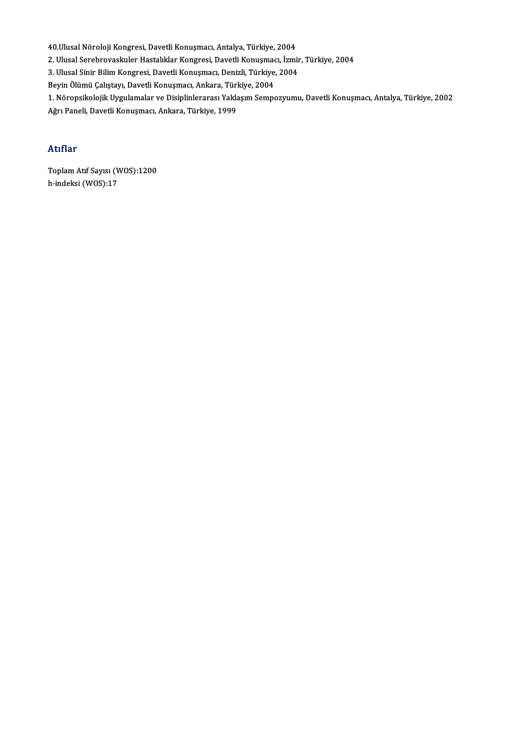40.Ulusal Nöroloji Kongresi, Davetli Konuşmacı, Antalya, Türkiye, 2004
2. Ulusal Serebrovaskuler Hastalıklar Kongresi, Davetli Konuşmacı, İzmir, Türkiye, 2004
3. Ulusal Sinir Bilim Kongresi, Davetli Konuşmacı, Denizli, Türkiye, 2004
Beyin Ölümü Çalıştayı, Davetli Konuşmacı, Ankara, Türkiye, 2004
1. Nöropsikolojik Uygulamalar ve Disiplinlerarası Yaklaşım Sempozyumu, Davetli Konuşmacı, Antalya, Türkiye, 2002
Ağrı Paneli, Davetli Konuşmacı, Ankara, Türkiye, 1999

## Atıflar

Toplam Atıf Sayısı (WOS):1200
h-indeksi (WOS):17